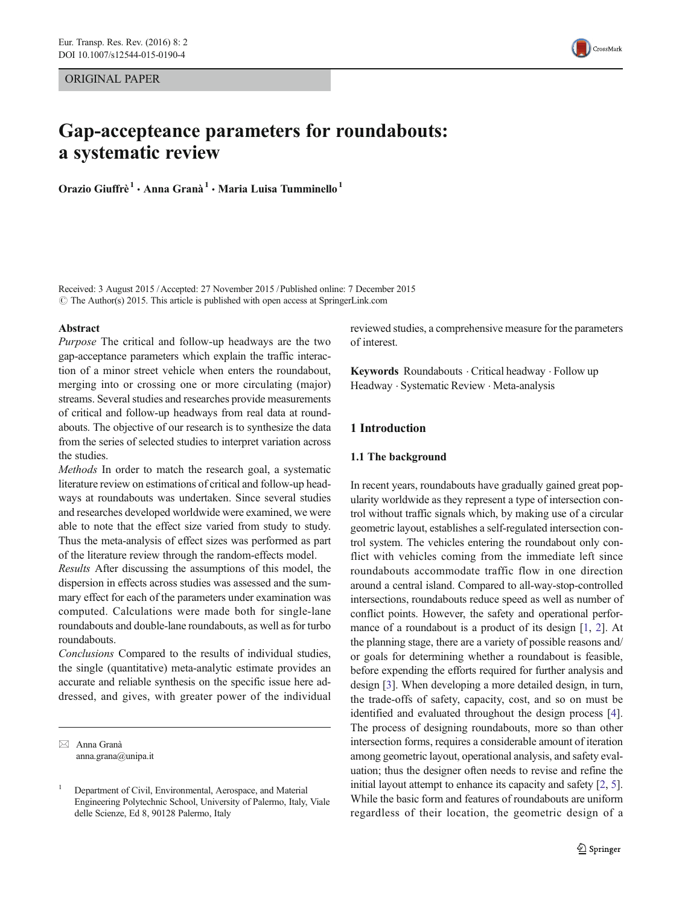ORIGINAL PAPER

# Gap-accepteance parameters for roundabouts: a systematic review

**Orazio Giuffrè[1] · Anna Granà[1] · Maria Luisa Tumminello[1]**

Received: 3 August 2015 / Accepted: 27 November 2015 / Published online: 7 December 2015
© The Author(s) 2015. This article is published with open access at SpringerLink.com

**Abstract**

*Purpose* The critical and follow-up headways are the two gap-acceptance parameters which explain the traffic interaction of a minor street vehicle when enters the roundabout, merging into or crossing one or more circulating (major) streams. Several studies and researches provide measurements of critical and follow-up headways from real data at roundabouts. The objective of our research is to synthesize the data from the series of selected studies to interpret variation across the studies.

*Methods* In order to match the research goal, a systematic literature review on estimations of critical and follow-up headways at roundabouts was undertaken. Since several studies and researches developed worldwide were examined, we were able to note that the effect size varied from study to study. Thus the meta-analysis of effect sizes was performed as part of the literature review through the random-effects model.

*Results* After discussing the assumptions of this model, the dispersion in effects across studies was assessed and the summary effect for each of the parameters under examination was computed. Calculations were made both for single-lane roundabouts and double-lane roundabouts, as well as for turbo roundabouts.

*Conclusions* Compared to the results of individual studies, the single (quantitative) meta-analytic estimate provides an accurate and reliable synthesis on the specific issue here addressed, and gives, with greater power of the individual reviewed studies, a comprehensive measure for the parameters of interest.

**Keywords** Roundabouts · Critical headway · Follow up Headway · Systematic Review · Meta-analysis

✉ Anna Granà
anna.grana@unipa.it

[1] Department of Civil, Environmental, Aerospace, and Material Engineering Polytechnic School, University of Palermo, Italy, Viale delle Scienze, Ed 8, 90128 Palermo, Italy

## 1 Introduction

### 1.1 The background

In recent years, roundabouts have gradually gained great popularity worldwide as they represent a type of intersection control without traffic signals which, by making use of a circular geometric layout, establishes a self-regulated intersection control system. The vehicles entering the roundabout only conflict with vehicles coming from the immediate left since roundabouts accommodate traffic flow in one direction around a central island. Compared to all-way-stop-controlled intersections, roundabouts reduce speed as well as number of conflict points. However, the safety and operational performance of a roundabout is a product of its design [1, 2]. At the planning stage, there are a variety of possible reasons and/or goals for determining whether a roundabout is feasible, before expending the efforts required for further analysis and design [3]. When developing a more detailed design, in turn, the trade-offs of safety, capacity, cost, and so on must be identified and evaluated throughout the design process [4]. The process of designing roundabouts, more so than other intersection forms, requires a considerable amount of iteration among geometric layout, operational analysis, and safety evaluation; thus the designer often needs to revise and refine the initial layout attempt to enhance its capacity and safety [2, 5]. While the basic form and features of roundabouts are uniform regardless of their location, the geometric design of a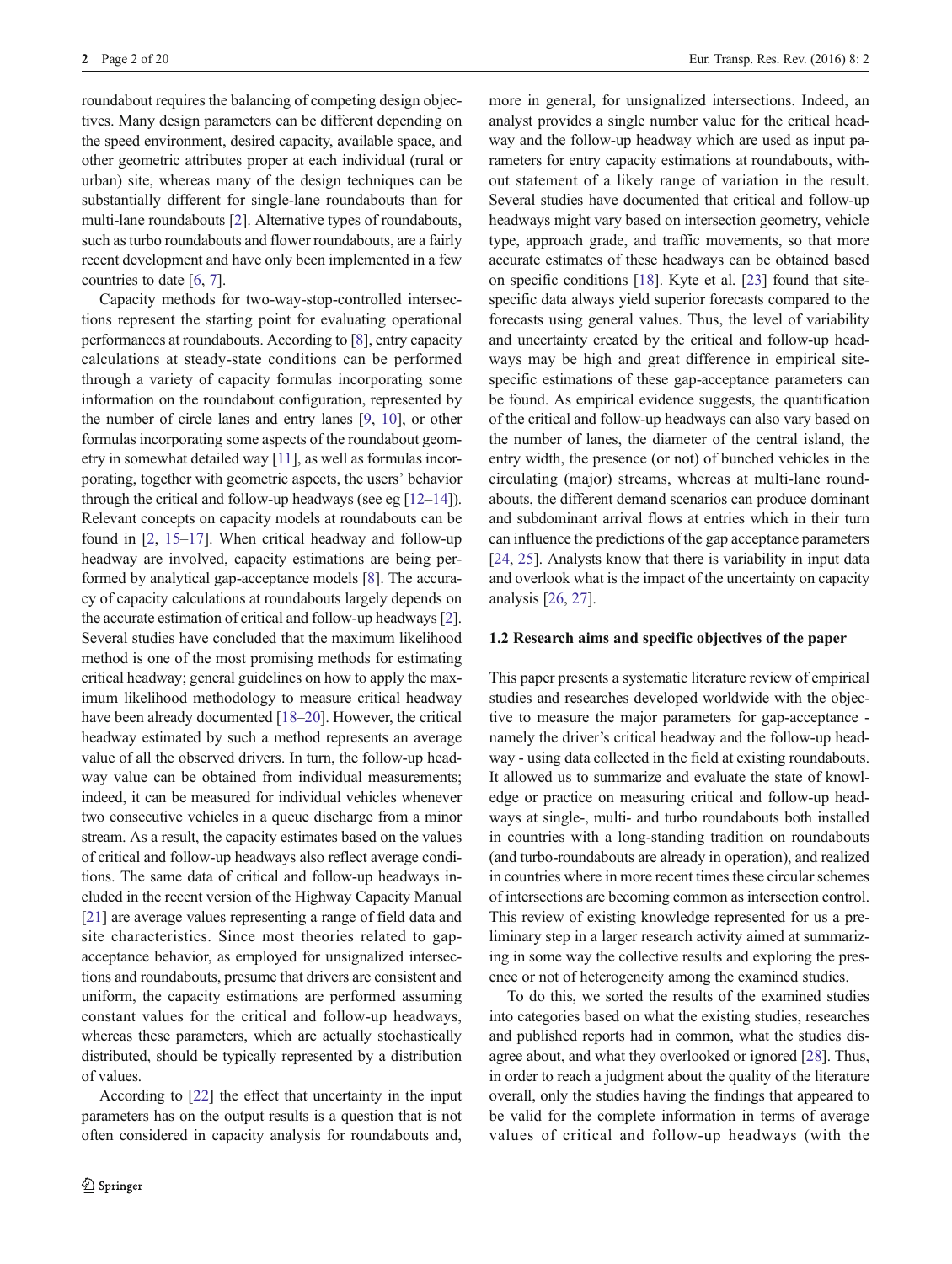roundabout requires the balancing of competing design objectives. Many design parameters can be different depending on the speed environment, desired capacity, available space, and other geometric attributes proper at each individual (rural or urban) site, whereas many of the design techniques can be substantially different for single-lane roundabouts than for multi-lane roundabouts [2]. Alternative types of roundabouts, such as turbo roundabouts and flower roundabouts, are a fairly recent development and have only been implemented in a few countries to date [6, 7].

Capacity methods for two-way-stop-controlled intersections represent the starting point for evaluating operational performances at roundabouts. According to [8], entry capacity calculations at steady-state conditions can be performed through a variety of capacity formulas incorporating some information on the roundabout configuration, represented by the number of circle lanes and entry lanes [9, 10], or other formulas incorporating some aspects of the roundabout geometry in somewhat detailed way [11], as well as formulas incorporating, together with geometric aspects, the users' behavior through the critical and follow-up headways (see eg [12–14]). Relevant concepts on capacity models at roundabouts can be found in [2, 15–17]. When critical headway and follow-up headway are involved, capacity estimations are being performed by analytical gap-acceptance models [8]. The accuracy of capacity calculations at roundabouts largely depends on the accurate estimation of critical and follow-up headways [2]. Several studies have concluded that the maximum likelihood method is one of the most promising methods for estimating critical headway; general guidelines on how to apply the maximum likelihood methodology to measure critical headway have been already documented [18–20]. However, the critical headway estimated by such a method represents an average value of all the observed drivers. In turn, the follow-up headway value can be obtained from individual measurements; indeed, it can be measured for individual vehicles whenever two consecutive vehicles in a queue discharge from a minor stream. As a result, the capacity estimates based on the values of critical and follow-up headways also reflect average conditions. The same data of critical and follow-up headways included in the recent version of the Highway Capacity Manual [21] are average values representing a range of field data and site characteristics. Since most theories related to gap-acceptance behavior, as employed for unsignalized intersections and roundabouts, presume that drivers are consistent and uniform, the capacity estimations are performed assuming constant values for the critical and follow-up headways, whereas these parameters, which are actually stochastically distributed, should be typically represented by a distribution of values.

According to [22] the effect that uncertainty in the input parameters has on the output results is a question that is not often considered in capacity analysis for roundabouts and, more in general, for unsignalized intersections. Indeed, an analyst provides a single number value for the critical headway and the follow-up headway which are used as input parameters for entry capacity estimations at roundabouts, without statement of a likely range of variation in the result. Several studies have documented that critical and follow-up headways might vary based on intersection geometry, vehicle type, approach grade, and traffic movements, so that more accurate estimates of these headways can be obtained based on specific conditions [18]. Kyte et al. [23] found that site-specific data always yield superior forecasts compared to the forecasts using general values. Thus, the level of variability and uncertainty created by the critical and follow-up headways may be high and great difference in empirical site-specific estimations of these gap-acceptance parameters can be found. As empirical evidence suggests, the quantification of the critical and follow-up headways can also vary based on the number of lanes, the diameter of the central island, the entry width, the presence (or not) of bunched vehicles in the circulating (major) streams, whereas at multi-lane roundabouts, the different demand scenarios can produce dominant and subdominant arrival flows at entries which in their turn can influence the predictions of the gap acceptance parameters [24, 25]. Analysts know that there is variability in input data and overlook what is the impact of the uncertainty on capacity analysis [26, 27].

### 1.2 Research aims and specific objectives of the paper

This paper presents a systematic literature review of empirical studies and researches developed worldwide with the objective to measure the major parameters for gap-acceptance - namely the driver's critical headway and the follow-up headway - using data collected in the field at existing roundabouts. It allowed us to summarize and evaluate the state of knowledge or practice on measuring critical and follow-up headways at single-, multi- and turbo roundabouts both installed in countries with a long-standing tradition on roundabouts (and turbo-roundabouts are already in operation), and realized in countries where in more recent times these circular schemes of intersections are becoming common as intersection control. This review of existing knowledge represented for us a preliminary step in a larger research activity aimed at summarizing in some way the collective results and exploring the presence or not of heterogeneity among the examined studies.

To do this, we sorted the results of the examined studies into categories based on what the existing studies, researches and published reports had in common, what the studies disagree about, and what they overlooked or ignored [28]. Thus, in order to reach a judgment about the quality of the literature overall, only the studies having the findings that appeared to be valid for the complete information in terms of average values of critical and follow-up headways (with the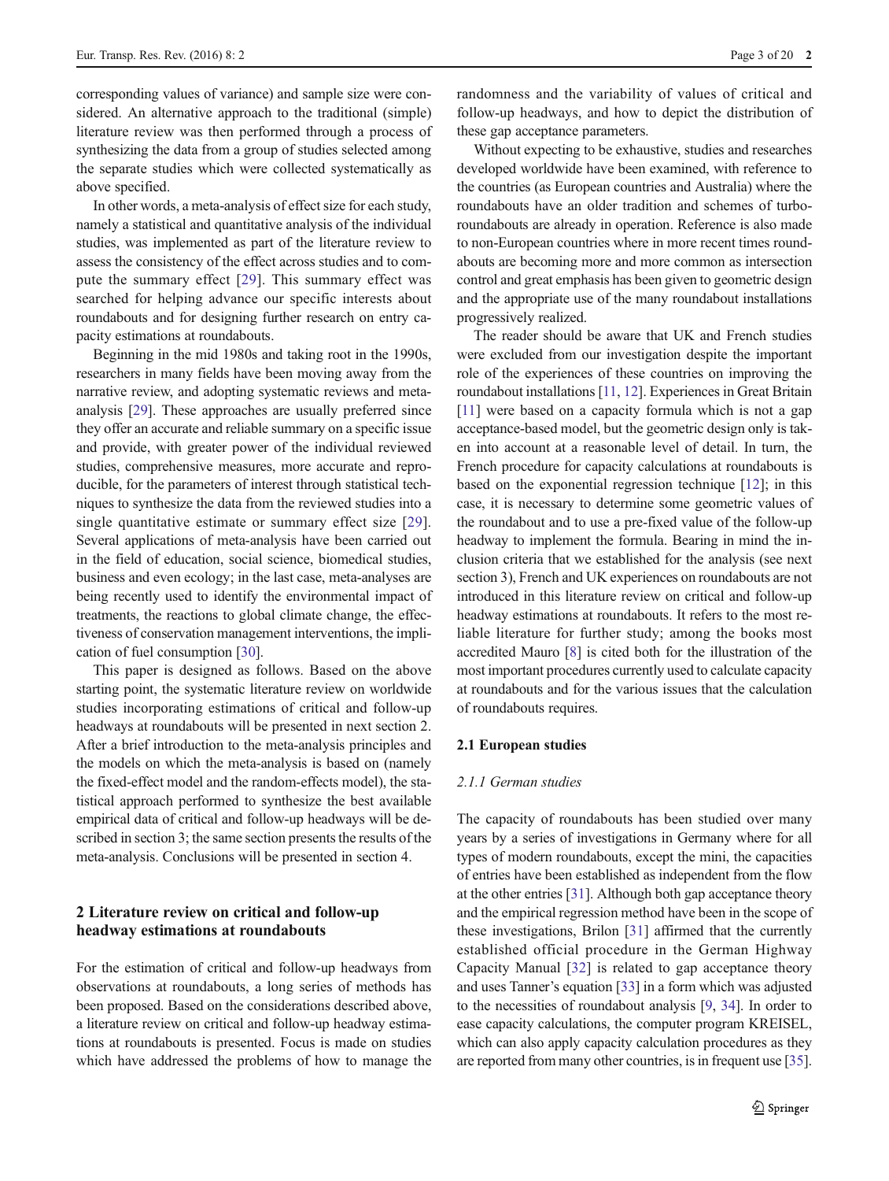corresponding values of variance) and sample size were considered. An alternative approach to the traditional (simple) literature review was then performed through a process of synthesizing the data from a group of studies selected among the separate studies which were collected systematically as above specified.

In other words, a meta-analysis of effect size for each study, namely a statistical and quantitative analysis of the individual studies, was implemented as part of the literature review to assess the consistency of the effect across studies and to compute the summary effect [29]. This summary effect was searched for helping advance our specific interests about roundabouts and for designing further research on entry capacity estimations at roundabouts.

Beginning in the mid 1980s and taking root in the 1990s, researchers in many fields have been moving away from the narrative review, and adopting systematic reviews and meta-analysis [29]. These approaches are usually preferred since they offer an accurate and reliable summary on a specific issue and provide, with greater power of the individual reviewed studies, comprehensive measures, more accurate and reproducible, for the parameters of interest through statistical techniques to synthesize the data from the reviewed studies into a single quantitative estimate or summary effect size [29]. Several applications of meta-analysis have been carried out in the field of education, social science, biomedical studies, business and even ecology; in the last case, meta-analyses are being recently used to identify the environmental impact of treatments, the reactions to global climate change, the effectiveness of conservation management interventions, the implication of fuel consumption [30].

This paper is designed as follows. Based on the above starting point, the systematic literature review on worldwide studies incorporating estimations of critical and follow-up headways at roundabouts will be presented in next section 2. After a brief introduction to the meta-analysis principles and the models on which the meta-analysis is based on (namely the fixed-effect model and the random-effects model), the statistical approach performed to synthesize the best available empirical data of critical and follow-up headways will be described in section 3; the same section presents the results of the meta-analysis. Conclusions will be presented in section 4.

## 2 Literature review on critical and follow-up headway estimations at roundabouts

For the estimation of critical and follow-up headways from observations at roundabouts, a long series of methods has been proposed. Based on the considerations described above, a literature review on critical and follow-up headway estimations at roundabouts is presented. Focus is made on studies which have addressed the problems of how to manage the randomness and the variability of values of critical and follow-up headways, and how to depict the distribution of these gap acceptance parameters.

Without expecting to be exhaustive, studies and researches developed worldwide have been examined, with reference to the countries (as European countries and Australia) where the roundabouts have an older tradition and schemes of turbo-roundabouts are already in operation. Reference is also made to non-European countries where in more recent times roundabouts are becoming more and more common as intersection control and great emphasis has been given to geometric design and the appropriate use of the many roundabout installations progressively realized.

The reader should be aware that UK and French studies were excluded from our investigation despite the important role of the experiences of these countries on improving the roundabout installations [11, 12]. Experiences in Great Britain [11] were based on a capacity formula which is not a gap acceptance-based model, but the geometric design only is taken into account at a reasonable level of detail. In turn, the French procedure for capacity calculations at roundabouts is based on the exponential regression technique [12]; in this case, it is necessary to determine some geometric values of the roundabout and to use a pre-fixed value of the follow-up headway to implement the formula. Bearing in mind the inclusion criteria that we established for the analysis (see next section 3), French and UK experiences on roundabouts are not introduced in this literature review on critical and follow-up headway estimations at roundabouts. It refers to the most reliable literature for further study; among the books most accredited Mauro [8] is cited both for the illustration of the most important procedures currently used to calculate capacity at roundabouts and for the various issues that the calculation of roundabouts requires.

### 2.1 European studies

#### *2.1.1 German studies*

The capacity of roundabouts has been studied over many years by a series of investigations in Germany where for all types of modern roundabouts, except the mini, the capacities of entries have been established as independent from the flow at the other entries [31]. Although both gap acceptance theory and the empirical regression method have been in the scope of these investigations, Brilon [31] affirmed that the currently established official procedure in the German Highway Capacity Manual [32] is related to gap acceptance theory and uses Tanner's equation [33] in a form which was adjusted to the necessities of roundabout analysis [9, 34]. In order to ease capacity calculations, the computer program KREISEL, which can also apply capacity calculation procedures as they are reported from many other countries, is in frequent use [35].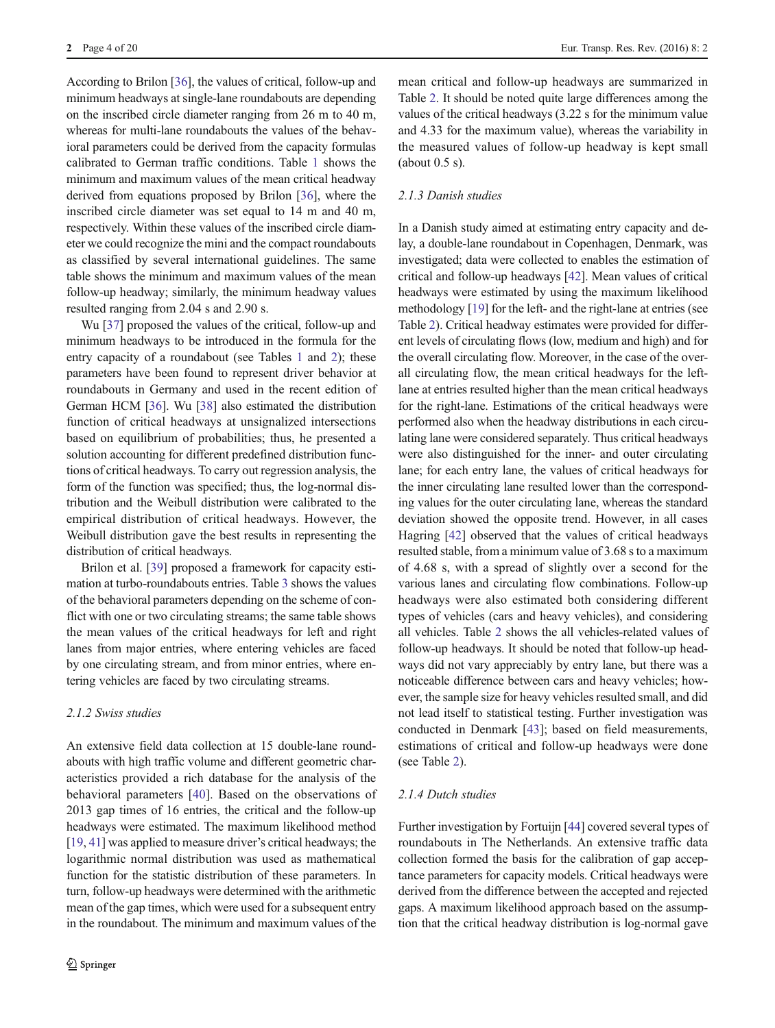According to Brilon [36], the values of critical, follow-up and minimum headways at single-lane roundabouts are depending on the inscribed circle diameter ranging from 26 m to 40 m, whereas for multi-lane roundabouts the values of the behavioral parameters could be derived from the capacity formulas calibrated to German traffic conditions. Table 1 shows the minimum and maximum values of the mean critical headway derived from equations proposed by Brilon [36], where the inscribed circle diameter was set equal to 14 m and 40 m, respectively. Within these values of the inscribed circle diameter we could recognize the mini and the compact roundabouts as classified by several international guidelines. The same table shows the minimum and maximum values of the mean follow-up headway; similarly, the minimum headway values resulted ranging from 2.04 s and 2.90 s.

Wu [37] proposed the values of the critical, follow-up and minimum headways to be introduced in the formula for the entry capacity of a roundabout (see Tables 1 and 2); these parameters have been found to represent driver behavior at roundabouts in Germany and used in the recent edition of German HCM [36]. Wu [38] also estimated the distribution function of critical headways at unsignalized intersections based on equilibrium of probabilities; thus, he presented a solution accounting for different predefined distribution functions of critical headways. To carry out regression analysis, the form of the function was specified; thus, the log-normal distribution and the Weibull distribution were calibrated to the empirical distribution of critical headways. However, the Weibull distribution gave the best results in representing the distribution of critical headways.

Brilon et al. [39] proposed a framework for capacity estimation at turbo-roundabouts entries. Table 3 shows the values of the behavioral parameters depending on the scheme of conflict with one or two circulating streams; the same table shows the mean values of the critical headways for left and right lanes from major entries, where entering vehicles are faced by one circulating stream, and from minor entries, where entering vehicles are faced by two circulating streams.

### 2.1.2 Swiss studies

An extensive field data collection at 15 double-lane roundabouts with high traffic volume and different geometric characteristics provided a rich database for the analysis of the behavioral parameters [40]. Based on the observations of 2013 gap times of 16 entries, the critical and the follow-up headways were estimated. The maximum likelihood method [19, 41] was applied to measure driver's critical headways; the logarithmic normal distribution was used as mathematical function for the statistic distribution of these parameters. In turn, follow-up headways were determined with the arithmetic mean of the gap times, which were used for a subsequent entry in the roundabout. The minimum and maximum values of the mean critical and follow-up headways are summarized in Table 2. It should be noted quite large differences among the values of the critical headways (3.22 s for the minimum value and 4.33 for the maximum value), whereas the variability in the measured values of follow-up headway is kept small (about 0.5 s).

### 2.1.3 Danish studies

In a Danish study aimed at estimating entry capacity and delay, a double-lane roundabout in Copenhagen, Denmark, was investigated; data were collected to enables the estimation of critical and follow-up headways [42]. Mean values of critical headways were estimated by using the maximum likelihood methodology [19] for the left- and the right-lane at entries (see Table 2). Critical headway estimates were provided for different levels of circulating flows (low, medium and high) and for the overall circulating flow. Moreover, in the case of the overall circulating flow, the mean critical headways for the left-lane at entries resulted higher than the mean critical headways for the right-lane. Estimations of the critical headways were performed also when the headway distributions in each circulating lane were considered separately. Thus critical headways were also distinguished for the inner- and outer circulating lane; for each entry lane, the values of critical headways for the inner circulating lane resulted lower than the corresponding values for the outer circulating lane, whereas the standard deviation showed the opposite trend. However, in all cases Hagring [42] observed that the values of critical headways resulted stable, from a minimum value of 3.68 s to a maximum of 4.68 s, with a spread of slightly over a second for the various lanes and circulating flow combinations. Follow-up headways were also estimated both considering different types of vehicles (cars and heavy vehicles), and considering all vehicles. Table 2 shows the all vehicles-related values of follow-up headways. It should be noted that follow-up headways did not vary appreciably by entry lane, but there was a noticeable difference between cars and heavy vehicles; however, the sample size for heavy vehicles resulted small, and did not lead itself to statistical testing. Further investigation was conducted in Denmark [43]; based on field measurements, estimations of critical and follow-up headways were done (see Table 2).

### 2.1.4 Dutch studies

Further investigation by Fortuijn [44] covered several types of roundabouts in The Netherlands. An extensive traffic data collection formed the basis for the calibration of gap acceptance parameters for capacity models. Critical headways were derived from the difference between the accepted and rejected gaps. A maximum likelihood approach based on the assumption that the critical headway distribution is log-normal gave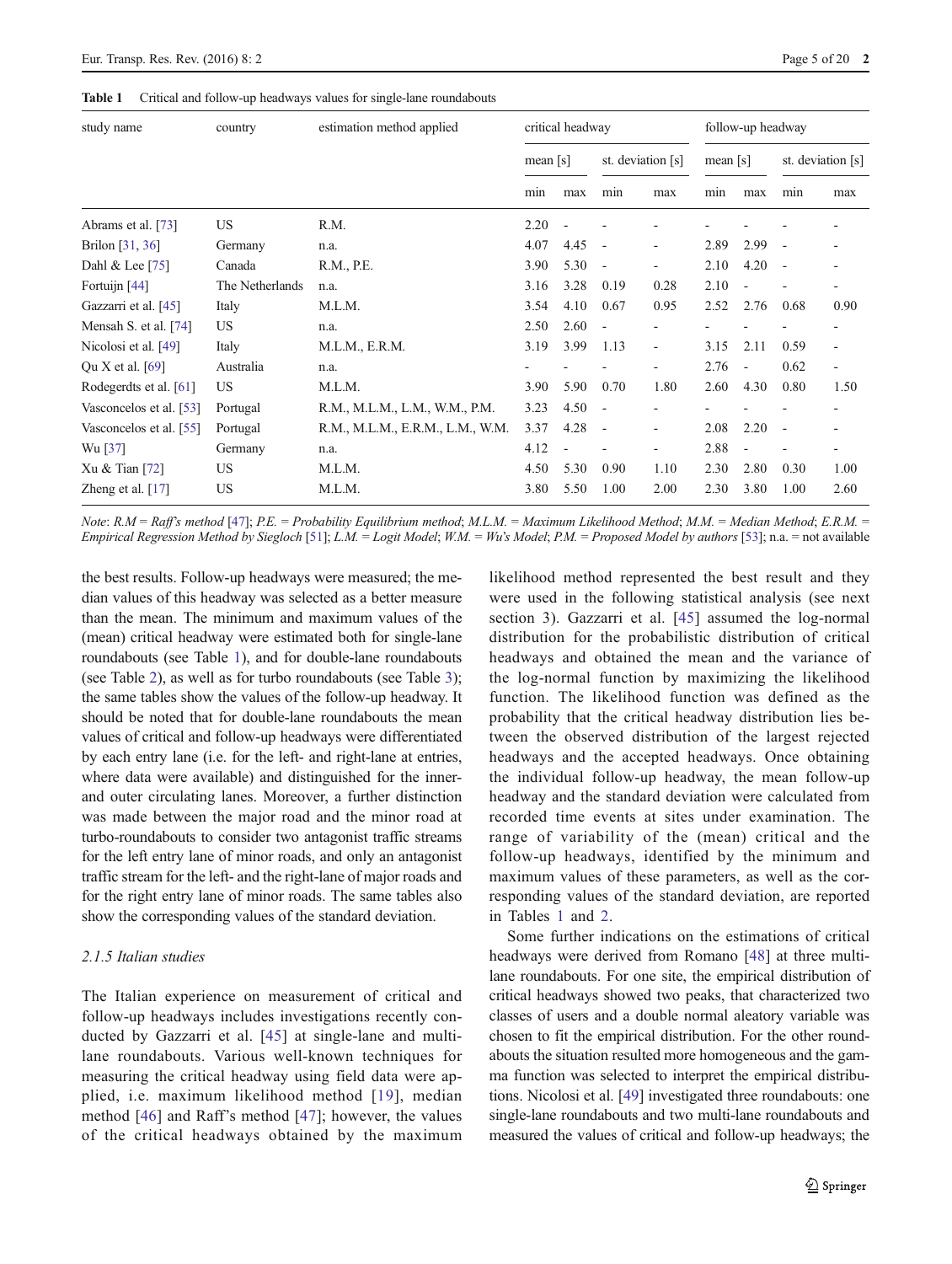**Table 1** Critical and follow-up headways values for single-lane roundabouts

| study name | country | estimation method applied | critical headway | | | | follow-up headway | | | |
|---|---|---|---|---|---|---|---|---|---|---|
| | | | mean [s] | | st. deviation [s] | | mean [s] | | st. deviation [s] | |
| | | | min | max | min | max | min | max | min | max |
| Abrams et al. [73] | US | R.M. | 2.20 | - | - | - | - | - | - | - |
| Brilon [31, 36] | Germany | n.a. | 4.07 | 4.45 | - | - | 2.89 | 2.99 | - | - |
| Dahl & Lee [75] | Canada | R.M., P.E. | 3.90 | 5.30 | - | - | 2.10 | 4.20 | - | - |
| Fortuijn [44] | The Netherlands | n.a. | 3.16 | 3.28 | 0.19 | 0.28 | 2.10 | - | - | - |
| Gazzarri et al. [45] | Italy | M.L.M. | 3.54 | 4.10 | 0.67 | 0.95 | 2.52 | 2.76 | 0.68 | 0.90 |
| Mensah S. et al. [74] | US | n.a. | 2.50 | 2.60 | - | - | - | - | - | - |
| Nicolosi et al. [49] | Italy | M.L.M., E.R.M. | 3.19 | 3.99 | 1.13 | - | 3.15 | 2.11 | 0.59 | - |
| Qu X et al. [69] | Australia | n.a. | - | - | - | - | 2.76 | - | 0.62 | - |
| Rodegerdts et al. [61] | US | M.L.M. | 3.90 | 5.90 | 0.70 | 1.80 | 2.60 | 4.30 | 0.80 | 1.50 |
| Vasconcelos et al. [53] | Portugal | R.M., M.L.M., L.M., W.M., P.M. | 3.23 | 4.50 | - | - | - | - | - | - |
| Vasconcelos et al. [55] | Portugal | R.M., M.L.M., E.R.M., L.M., W.M. | 3.37 | 4.28 | - | - | 2.08 | 2.20 | - | - |
| Wu [37] | Germany | n.a. | 4.12 | - | - | - | 2.88 | - | - | - |
| Xu & Tian [72] | US | M.L.M. | 4.50 | 5.30 | 0.90 | 1.10 | 2.30 | 2.80 | 0.30 | 1.00 |
| Zheng et al. [17] | US | M.L.M. | 3.80 | 5.50 | 1.00 | 2.00 | 2.30 | 3.80 | 1.00 | 2.60 |

*Note*: *R.M = Raff's method* [47]; *P.E. = Probability Equilibrium method*; *M.L.M. = Maximum Likelihood Method*; *M.M. = Median Method*; *E.R.M. = Empirical Regression Method by Siegloch* [51]; *L.M. = Logit Model*; *W.M. = Wu's Model*; *P.M. = Proposed Model by authors* [53]; n.a. = not available

the best results. Follow-up headways were measured; the median values of this headway was selected as a better measure than the mean. The minimum and maximum values of the (mean) critical headway were estimated both for single-lane roundabouts (see Table 1), and for double-lane roundabouts (see Table 2), as well as for turbo roundabouts (see Table 3); the same tables show the values of the follow-up headway. It should be noted that for double-lane roundabouts the mean values of critical and follow-up headways were differentiated by each entry lane (i.e. for the left- and right-lane at entries, where data were available) and distinguished for the inner- and outer circulating lanes. Moreover, a further distinction was made between the major road and the minor road at turbo-roundabouts to consider two antagonist traffic streams for the left entry lane of minor roads, and only an antagonist traffic stream for the left- and the right-lane of major roads and for the right entry lane of minor roads. The same tables also show the corresponding values of the standard deviation.

### 2.1.5 Italian studies

The Italian experience on measurement of critical and follow-up headways includes investigations recently conducted by Gazzarri et al. [45] at single-lane and multi-lane roundabouts. Various well-known techniques for measuring the critical headway using field data were applied, i.e. maximum likelihood method [19], median method [46] and Raff's method [47]; however, the values of the critical headways obtained by the maximum likelihood method represented the best result and they were used in the following statistical analysis (see next section 3). Gazzarri et al. [45] assumed the log-normal distribution for the probabilistic distribution of critical headways and obtained the mean and the variance of the log-normal function by maximizing the likelihood function. The likelihood function was defined as the probability that the critical headway distribution lies between the observed distribution of the largest rejected headways and the accepted headways. Once obtaining the individual follow-up headway, the mean follow-up headway and the standard deviation were calculated from recorded time events at sites under examination. The range of variability of the (mean) critical and the follow-up headways, identified by the minimum and maximum values of these parameters, as well as the corresponding values of the standard deviation, are reported in Tables 1 and 2.

Some further indications on the estimations of critical headways were derived from Romano [48] at three multi-lane roundabouts. For one site, the empirical distribution of critical headways showed two peaks, that characterized two classes of users and a double normal aleatory variable was chosen to fit the empirical distribution. For the other roundabouts the situation resulted more homogeneous and the gamma function was selected to interpret the empirical distributions. Nicolosi et al. [49] investigated three roundabouts: one single-lane roundabouts and two multi-lane roundabouts and measured the values of critical and follow-up headways; the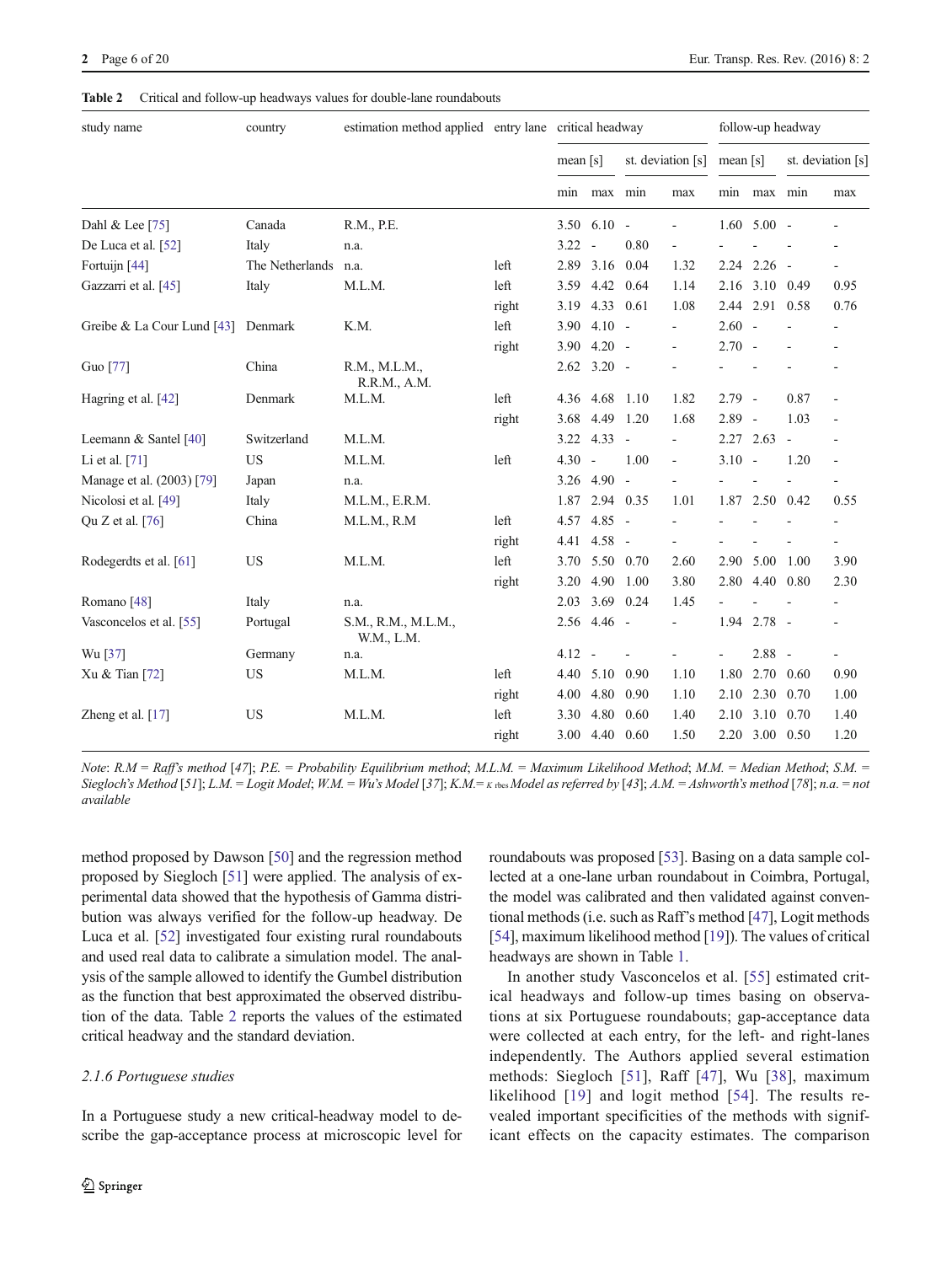**Table 2** Critical and follow-up headways values for double-lane roundabouts

| study name | country | estimation method applied | entry lane | critical headway | | | | follow-up headway | | | |
|---|---|---|---|---|---|---|---|---|---|---|---|
| | | | | mean [s] | | st. deviation [s] | | mean [s] | | st. deviation [s] | |
| | | | | min | max | min | max | min | max | min | max |
| Dahl & Lee [75] | Canada | R.M., P.E. | | 3.50 | 6.10 | - | - | 1.60 | 5.00 | - | - |
| De Luca et al. [52] | Italy | n.a. | | 3.22 | - | 0.80 | - | - | - | - | - |
| Fortuijn [44] | The Netherlands | n.a. | left | 2.89 | 3.16 | 0.04 | 1.32 | 2.24 | 2.26 | - | - |
| Gazzarri et al. [45] | Italy | M.L.M. | left | 3.59 | 4.42 | 0.64 | 1.14 | 2.16 | 3.10 | 0.49 | 0.95 |
| | | | right | 3.19 | 4.33 | 0.61 | 1.08 | 2.44 | 2.91 | 0.58 | 0.76 |
| Greibe & La Cour Lund [43] | Denmark | K.M. | left | 3.90 | 4.10 | - | - | 2.60 | - | - | - |
| | | | right | 3.90 | 4.20 | - | - | 2.70 | - | - | - |
| Guo [77] | China | R.M., M.L.M., R.R.M., A.M. | | 2.62 | 3.20 | - | - | - | - | - | - |
| Hagring et al. [42] | Denmark | M.L.M. | left | 4.36 | 4.68 | 1.10 | 1.82 | 2.79 | - | 0.87 | - |
| | | | right | 3.68 | 4.49 | 1.20 | 1.68 | 2.89 | - | 1.03 | - |
| Leemann & Santel [40] | Switzerland | M.L.M. | | 3.22 | 4.33 | - | - | 2.27 | 2.63 | - | - |
| Li et al. [71] | US | M.L.M. | left | 4.30 | - | 1.00 | - | 3.10 | - | 1.20 | - |
| Manage et al. (2003) [79] | Japan | n.a. | | 3.26 | 4.90 | - | - | - | - | - | - |
| Nicolosi et al. [49] | Italy | M.L.M., E.R.M. | | 1.87 | 2.94 | 0.35 | 1.01 | 1.87 | 2.50 | 0.42 | 0.55 |
| Qu Z et al. [76] | China | M.L.M., R.M | left | 4.57 | 4.85 | - | - | - | - | - | - |
| | | | right | 4.41 | 4.58 | - | - | - | - | - | - |
| Rodegerdts et al. [61] | US | M.L.M. | left | 3.70 | 5.50 | 0.70 | 2.60 | 2.90 | 5.00 | 1.00 | 3.90 |
| | | | right | 3.20 | 4.90 | 1.00 | 3.80 | 2.80 | 4.40 | 0.80 | 2.30 |
| Romano [48] | Italy | n.a. | | 2.03 | 3.69 | 0.24 | 1.45 | - | - | - | - |
| Vasconcelos et al. [55] | Portugal | S.M., R.M., M.L.M., W.M., L.M. | | 2.56 | 4.46 | - | - | 1.94 | 2.78 | - | - |
| Wu [37] | Germany | n.a. | | 4.12 | - | - | - | - | 2.88 | - | - |
| Xu & Tian [72] | US | M.L.M. | left | 4.40 | 5.10 | 0.90 | 1.10 | 1.80 | 2.70 | 0.60 | 0.90 |
| | | | right | 4.00 | 4.80 | 0.90 | 1.10 | 2.10 | 2.30 | 0.70 | 1.00 |
| Zheng et al. [17] | US | M.L.M. | left | 3.30 | 4.80 | 0.60 | 1.40 | 2.10 | 3.10 | 0.70 | 1.40 |
| | | | right | 3.00 | 4.40 | 0.60 | 1.50 | 2.20 | 3.00 | 0.50 | 1.20 |

*Note: R.M = Raff's method [47]; P.E. = Probability Equilibrium method; M.L.M. = Maximum Likelihood Method; M.M. = Median Method; S.M. = Siegloch's Method [51]; L.M. = Logit Model; W.M. = Wu's Model [37]; K.M.= $\kappa_{\text{tbes}}$ Model as referred by [43]; A.M. = Ashworth's method [78]; n.a. = not available*

method proposed by Dawson [50] and the regression method proposed by Siegloch [51] were applied. The analysis of experimental data showed that the hypothesis of Gamma distribution was always verified for the follow-up headway. De Luca et al. [52] investigated four existing rural roundabouts and used real data to calibrate a simulation model. The analysis of the sample allowed to identify the Gumbel distribution as the function that best approximated the observed distribution of the data. Table 2 reports the values of the estimated critical headway and the standard deviation.

### 2.1.6 Portuguese studies

In a Portuguese study a new critical-headway model to describe the gap-acceptance process at microscopic level for roundabouts was proposed [53]. Basing on a data sample collected at a one-lane urban roundabout in Coimbra, Portugal, the model was calibrated and then validated against conventional methods (i.e. such as Raff's method [47], Logit methods [54], maximum likelihood method [19]). The values of critical headways are shown in Table 1.

In another study Vasconcelos et al. [55] estimated critical headways and follow-up times basing on observations at six Portuguese roundabouts; gap-acceptance data were collected at each entry, for the left- and right-lanes independently. The Authors applied several estimation methods: Siegloch [51], Raff [47], Wu [38], maximum likelihood [19] and logit method [54]. The results revealed important specificities of the methods with significant effects on the capacity estimates. The comparison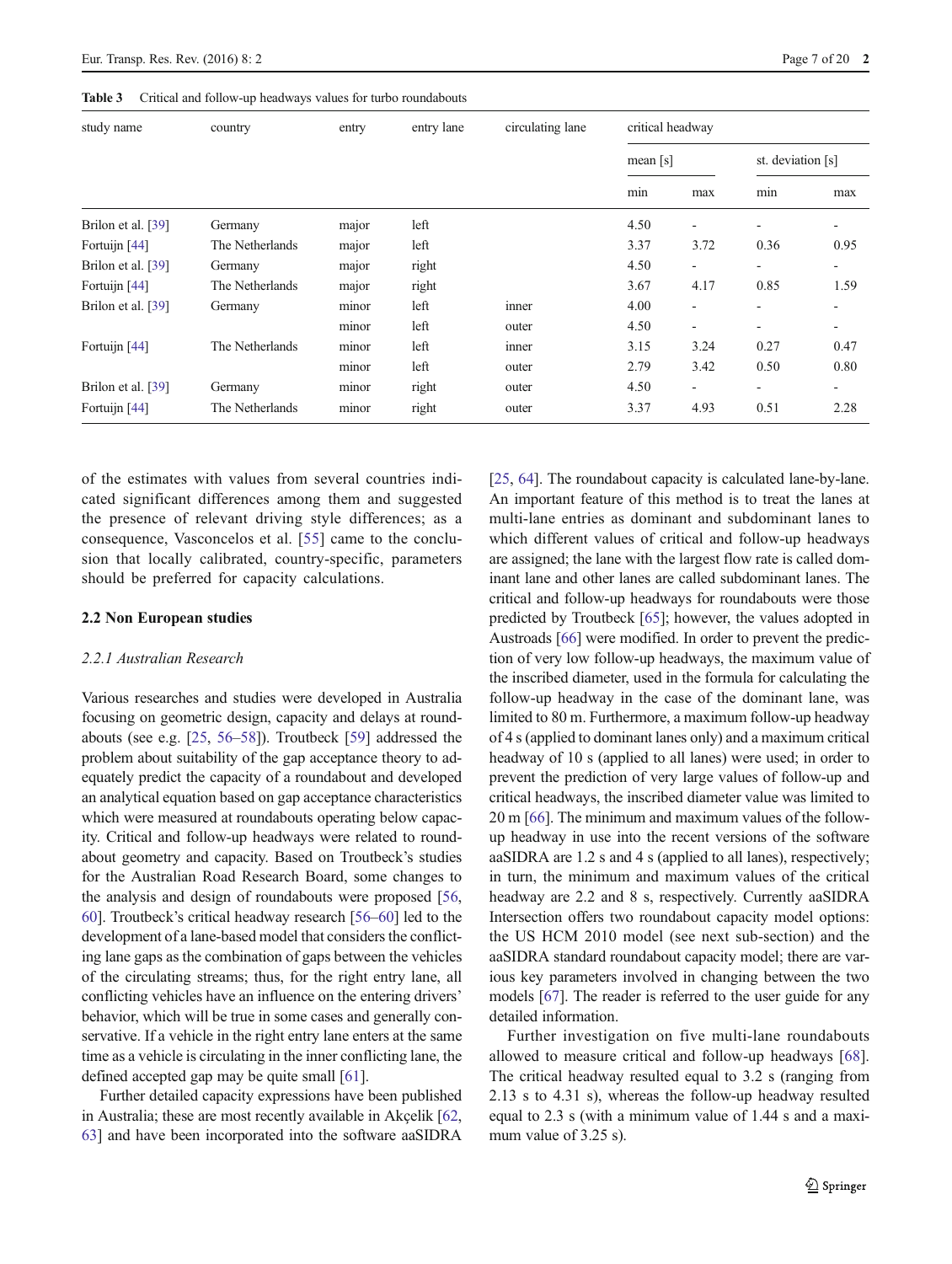Table 3 Critical and follow-up headways values for turbo roundabouts

| study name | country | entry | entry lane | circulating lane | critical headway | | | |
|---|---|---|---|---|---|---|---|---|
| | | | | | mean [s] | | st. deviation [s] | |
| | | | | | min | max | min | max |
| Brilon et al. [39] | Germany | major | left | | 4.50 | - | - | - |
| Fortuijn [44] | The Netherlands | major | left | | 3.37 | 3.72 | 0.36 | 0.95 |
| Brilon et al. [39] | Germany | major | right | | 4.50 | - | - | - |
| Fortuijn [44] | The Netherlands | major | right | | 3.67 | 4.17 | 0.85 | 1.59 |
| Brilon et al. [39] | Germany | minor | left | inner | 4.00 | - | - | - |
| | | minor | left | outer | 4.50 | - | - | - |
| Fortuijn [44] | The Netherlands | minor | left | inner | 3.15 | 3.24 | 0.27 | 0.47 |
| | | minor | left | outer | 2.79 | 3.42 | 0.50 | 0.80 |
| Brilon et al. [39] | Germany | minor | right | outer | 4.50 | - | - | - |
| Fortuijn [44] | The Netherlands | minor | right | outer | 3.37 | 4.93 | 0.51 | 2.28 |

of the estimates with values from several countries indicated significant differences among them and suggested the presence of relevant driving style differences; as a consequence, Vasconcelos et al. [55] came to the conclusion that locally calibrated, country-specific, parameters should be preferred for capacity calculations.

### 2.2 Non European studies

#### *2.2.1 Australian Research*

Various researches and studies were developed in Australia focusing on geometric design, capacity and delays at roundabouts (see e.g. [25, 56–58]). Troutbeck [59] addressed the problem about suitability of the gap acceptance theory to adequately predict the capacity of a roundabout and developed an analytical equation based on gap acceptance characteristics which were measured at roundabouts operating below capacity. Critical and follow-up headways were related to roundabout geometry and capacity. Based on Troutbeck's studies for the Australian Road Research Board, some changes to the analysis and design of roundabouts were proposed [56, 60]. Troutbeck's critical headway research [56–60] led to the development of a lane-based model that considers the conflicting lane gaps as the combination of gaps between the vehicles of the circulating streams; thus, for the right entry lane, all conflicting vehicles have an influence on the entering drivers' behavior, which will be true in some cases and generally conservative. If a vehicle in the right entry lane enters at the same time as a vehicle is circulating in the inner conflicting lane, the defined accepted gap may be quite small [61].

Further detailed capacity expressions have been published in Australia; these are most recently available in Akçelik [62, 63] and have been incorporated into the software aaSIDRA [25, 64]. The roundabout capacity is calculated lane-by-lane. An important feature of this method is to treat the lanes at multi-lane entries as dominant and subdominant lanes to which different values of critical and follow-up headways are assigned; the lane with the largest flow rate is called dominant lane and other lanes are called subdominant lanes. The critical and follow-up headways for roundabouts were those predicted by Troutbeck [65]; however, the values adopted in Austroads [66] were modified. In order to prevent the prediction of very low follow-up headways, the maximum value of the inscribed diameter, used in the formula for calculating the follow-up headway in the case of the dominant lane, was limited to 80 m. Furthermore, a maximum follow-up headway of 4 s (applied to dominant lanes only) and a maximum critical headway of 10 s (applied to all lanes) were used; in order to prevent the prediction of very large values of follow-up and critical headways, the inscribed diameter value was limited to 20 m [66]. The minimum and maximum values of the follow-up headway in use into the recent versions of the software aaSIDRA are 1.2 s and 4 s (applied to all lanes), respectively; in turn, the minimum and maximum values of the critical headway are 2.2 and 8 s, respectively. Currently aaSIDRA Intersection offers two roundabout capacity model options: the US HCM 2010 model (see next sub-section) and the aaSIDRA standard roundabout capacity model; there are various key parameters involved in changing between the two models [67]. The reader is referred to the user guide for any detailed information.

Further investigation on five multi-lane roundabouts allowed to measure critical and follow-up headways [68]. The critical headway resulted equal to 3.2 s (ranging from 2.13 s to 4.31 s), whereas the follow-up headway resulted equal to 2.3 s (with a minimum value of 1.44 s and a maximum value of 3.25 s).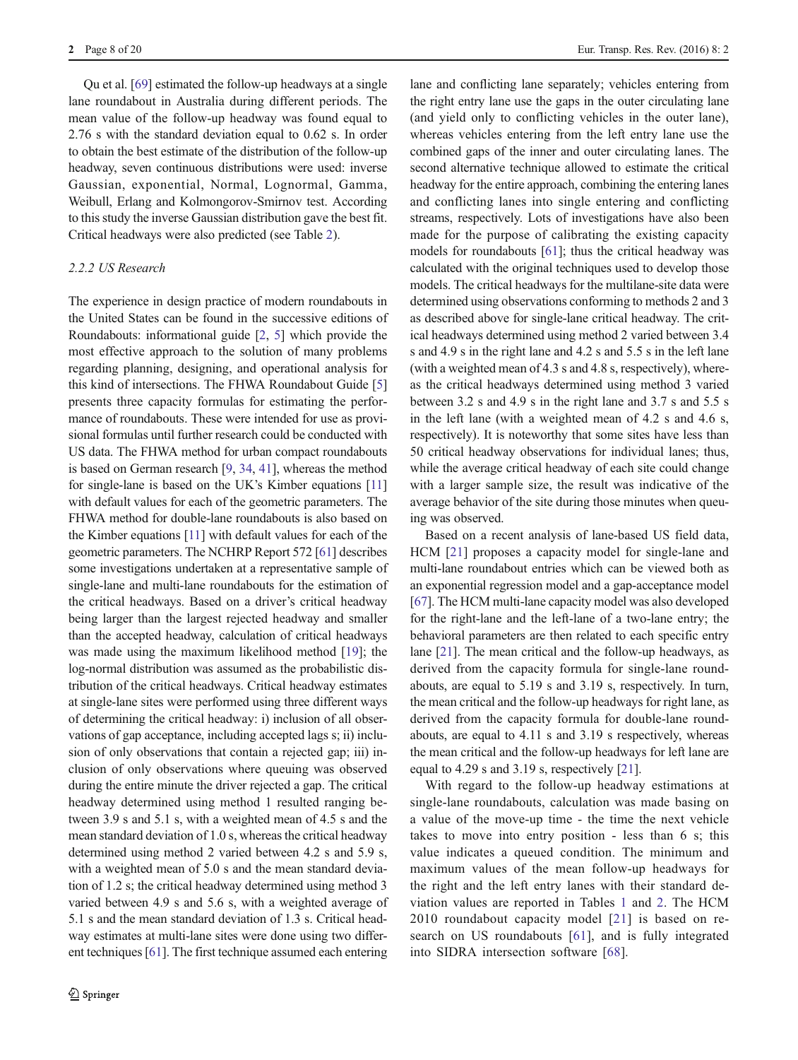Qu et al. [69] estimated the follow-up headways at a single lane roundabout in Australia during different periods. The mean value of the follow-up headway was found equal to 2.76 s with the standard deviation equal to 0.62 s. In order to obtain the best estimate of the distribution of the follow-up headway, seven continuous distributions were used: inverse Gaussian, exponential, Normal, Lognormal, Gamma, Weibull, Erlang and Kolmongorov-Smirnov test. According to this study the inverse Gaussian distribution gave the best fit. Critical headways were also predicted (see Table 2).

### 2.2.2 US Research

The experience in design practice of modern roundabouts in the United States can be found in the successive editions of Roundabouts: informational guide [2, 5] which provide the most effective approach to the solution of many problems regarding planning, designing, and operational analysis for this kind of intersections. The FHWA Roundabout Guide [5] presents three capacity formulas for estimating the performance of roundabouts. These were intended for use as provisional formulas until further research could be conducted with US data. The FHWA method for urban compact roundabouts is based on German research [9, 34, 41], whereas the method for single-lane is based on the UK's Kimber equations [11] with default values for each of the geometric parameters. The FHWA method for double-lane roundabouts is also based on the Kimber equations [11] with default values for each of the geometric parameters. The NCHRP Report 572 [61] describes some investigations undertaken at a representative sample of single-lane and multi-lane roundabouts for the estimation of the critical headways. Based on a driver's critical headway being larger than the largest rejected headway and smaller than the accepted headway, calculation of critical headways was made using the maximum likelihood method [19]; the log-normal distribution was assumed as the probabilistic distribution of the critical headways. Critical headway estimates at single-lane sites were performed using three different ways of determining the critical headway: i) inclusion of all observations of gap acceptance, including accepted lags s; ii) inclusion of only observations that contain a rejected gap; iii) inclusion of only observations where queuing was observed during the entire minute the driver rejected a gap. The critical headway determined using method 1 resulted ranging between 3.9 s and 5.1 s, with a weighted mean of 4.5 s and the mean standard deviation of 1.0 s, whereas the critical headway determined using method 2 varied between 4.2 s and 5.9 s, with a weighted mean of 5.0 s and the mean standard deviation of 1.2 s; the critical headway determined using method 3 varied between 4.9 s and 5.6 s, with a weighted average of 5.1 s and the mean standard deviation of 1.3 s. Critical headway estimates at multi-lane sites were done using two different techniques [61]. The first technique assumed each entering lane and conflicting lane separately; vehicles entering from the right entry lane use the gaps in the outer circulating lane (and yield only to conflicting vehicles in the outer lane), whereas vehicles entering from the left entry lane use the combined gaps of the inner and outer circulating lanes. The second alternative technique allowed to estimate the critical headway for the entire approach, combining the entering lanes and conflicting lanes into single entering and conflicting streams, respectively. Lots of investigations have also been made for the purpose of calibrating the existing capacity models for roundabouts [61]; thus the critical headway was calculated with the original techniques used to develop those models. The critical headways for the multilane-site data were determined using observations conforming to methods 2 and 3 as described above for single-lane critical headway. The critical headways determined using method 2 varied between 3.4 s and 4.9 s in the right lane and 4.2 s and 5.5 s in the left lane (with a weighted mean of 4.3 s and 4.8 s, respectively), whereas the critical headways determined using method 3 varied between 3.2 s and 4.9 s in the right lane and 3.7 s and 5.5 s in the left lane (with a weighted mean of 4.2 s and 4.6 s, respectively). It is noteworthy that some sites have less than 50 critical headway observations for individual lanes; thus, while the average critical headway of each site could change with a larger sample size, the result was indicative of the average behavior of the site during those minutes when queuing was observed.

Based on a recent analysis of lane-based US field data, HCM [21] proposes a capacity model for single-lane and multi-lane roundabout entries which can be viewed both as an exponential regression model and a gap-acceptance model [67]. The HCM multi-lane capacity model was also developed for the right-lane and the left-lane of a two-lane entry; the behavioral parameters are then related to each specific entry lane [21]. The mean critical and the follow-up headways, as derived from the capacity formula for single-lane roundabouts, are equal to 5.19 s and 3.19 s, respectively. In turn, the mean critical and the follow-up headways for right lane, as derived from the capacity formula for double-lane roundabouts, are equal to 4.11 s and 3.19 s respectively, whereas the mean critical and the follow-up headways for left lane are equal to 4.29 s and 3.19 s, respectively [21].

With regard to the follow-up headway estimations at single-lane roundabouts, calculation was made basing on a value of the move-up time - the time the next vehicle takes to move into entry position - less than 6 s; this value indicates a queued condition. The minimum and maximum values of the mean follow-up headways for the right and the left entry lanes with their standard deviation values are reported in Tables 1 and 2. The HCM 2010 roundabout capacity model [21] is based on research on US roundabouts [61], and is fully integrated into SIDRA intersection software [68].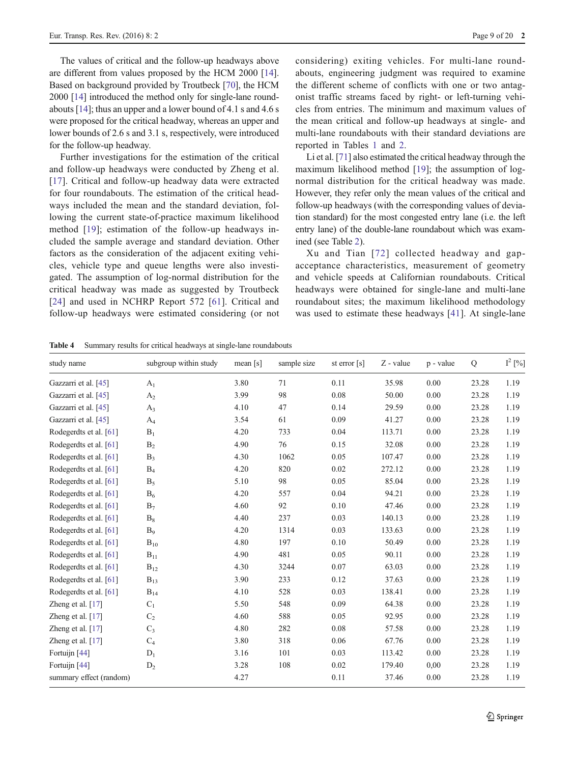The values of critical and the follow-up headways above are different from values proposed by the HCM 2000 [14]. Based on background provided by Troutbeck [70], the HCM 2000 [14] introduced the method only for single-lane roundabouts [14]; thus an upper and a lower bound of 4.1 s and 4.6 s were proposed for the critical headway, whereas an upper and lower bounds of 2.6 s and 3.1 s, respectively, were introduced for the follow-up headway.

Further investigations for the estimation of the critical and follow-up headways were conducted by Zheng et al. [17]. Critical and follow-up headway data were extracted for four roundabouts. The estimation of the critical headways included the mean and the standard deviation, following the current state-of-practice maximum likelihood method [19]; estimation of the follow-up headways included the sample average and standard deviation. Other factors as the consideration of the adjacent exiting vehicles, vehicle type and queue lengths were also investigated. The assumption of log-normal distribution for the critical headway was made as suggested by Troutbeck [24] and used in NCHRP Report 572 [61]. Critical and follow-up headways were estimated considering (or not considering) exiting vehicles. For multi-lane roundabouts, engineering judgment was required to examine the different scheme of conflicts with one or two antagonist traffic streams faced by right- or left-turning vehicles from entries. The minimum and maximum values of the mean critical and follow-up headways at single- and multi-lane roundabouts with their standard deviations are reported in Tables 1 and 2.

Li et al. [71] also estimated the critical headway through the maximum likelihood method [19]; the assumption of log-normal distribution for the critical headway was made. However, they refer only the mean values of the critical and follow-up headways (with the corresponding values of deviation standard) for the most congested entry lane (i.e. the left entry lane) of the double-lane roundabout which was examined (see Table 2).

Xu and Tian [72] collected headway and gap-acceptance characteristics, measurement of geometry and vehicle speeds at Californian roundabouts. Critical headways were obtained for single-lane and multi-lane roundabout sites; the maximum likelihood methodology was used to estimate these headways [41]. At single-lane

**Table 4** Summary results for critical headways at single-lane roundabouts

| study name | subgroup within study | mean [s] | sample size | st error [s] | Z - value | p - value | Q | $I^2$ [%] |
|---|---|---|---|---|---|---|---|---|
| Gazzarri et al. [45] | $A_1$ | 3.80 | 71 | 0.11 | 35.98 | 0.00 | 23.28 | 1.19 |
| Gazzarri et al. [45] | $A_2$ | 3.99 | 98 | 0.08 | 50.00 | 0.00 | 23.28 | 1.19 |
| Gazzarri et al. [45] | $A_3$ | 4.10 | 47 | 0.14 | 29.59 | 0.00 | 23.28 | 1.19 |
| Gazzarri et al. [45] | $A_4$ | 3.54 | 61 | 0.09 | 41.27 | 0.00 | 23.28 | 1.19 |
| Rodegerdts et al. [61] | $B_1$ | 4.20 | 733 | 0.04 | 113.71 | 0.00 | 23.28 | 1.19 |
| Rodegerdts et al. [61] | $B_2$ | 4.90 | 76 | 0.15 | 32.08 | 0.00 | 23.28 | 1.19 |
| Rodegerdts et al. [61] | $B_3$ | 4.30 | 1062 | 0.05 | 107.47 | 0.00 | 23.28 | 1.19 |
| Rodegerdts et al. [61] | $B_4$ | 4.20 | 820 | 0.02 | 272.12 | 0.00 | 23.28 | 1.19 |
| Rodegerdts et al. [61] | $B_5$ | 5.10 | 98 | 0.05 | 85.04 | 0.00 | 23.28 | 1.19 |
| Rodegerdts et al. [61] | $B_6$ | 4.20 | 557 | 0.04 | 94.21 | 0.00 | 23.28 | 1.19 |
| Rodegerdts et al. [61] | $B_7$ | 4.60 | 92 | 0.10 | 47.46 | 0.00 | 23.28 | 1.19 |
| Rodegerdts et al. [61] | $B_8$ | 4.40 | 237 | 0.03 | 140.13 | 0.00 | 23.28 | 1.19 |
| Rodegerdts et al. [61] | $B_9$ | 4.20 | 1314 | 0.03 | 133.63 | 0.00 | 23.28 | 1.19 |
| Rodegerdts et al. [61] | $B_{10}$ | 4.80 | 197 | 0.10 | 50.49 | 0.00 | 23.28 | 1.19 |
| Rodegerdts et al. [61] | $B_{11}$ | 4.90 | 481 | 0.05 | 90.11 | 0.00 | 23.28 | 1.19 |
| Rodegerdts et al. [61] | $B_{12}$ | 4.30 | 3244 | 0.07 | 63.03 | 0.00 | 23.28 | 1.19 |
| Rodegerdts et al. [61] | $B_{13}$ | 3.90 | 233 | 0.12 | 37.63 | 0.00 | 23.28 | 1.19 |
| Rodegerdts et al. [61] | $B_{14}$ | 4.10 | 528 | 0.03 | 138.41 | 0.00 | 23.28 | 1.19 |
| Zheng et al. [17] | $C_1$ | 5.50 | 548 | 0.09 | 64.38 | 0.00 | 23.28 | 1.19 |
| Zheng et al. [17] | $C_2$ | 4.60 | 588 | 0.05 | 92.95 | 0.00 | 23.28 | 1.19 |
| Zheng et al. [17] | $C_3$ | 4.80 | 282 | 0.08 | 57.58 | 0.00 | 23.28 | 1.19 |
| Zheng et al. [17] | $C_4$ | 3.80 | 318 | 0.06 | 67.76 | 0.00 | 23.28 | 1.19 |
| Fortuijn [44] | $D_1$ | 3.16 | 101 | 0.03 | 113.42 | 0.00 | 23.28 | 1.19 |
| Fortuijn [44] | $D_2$ | 3.28 | 108 | 0.02 | 179.40 | 0,00 | 23.28 | 1.19 |
| summary effect (random) | | 4.27 | | 0.11 | 37.46 | 0.00 | 23.28 | 1.19 |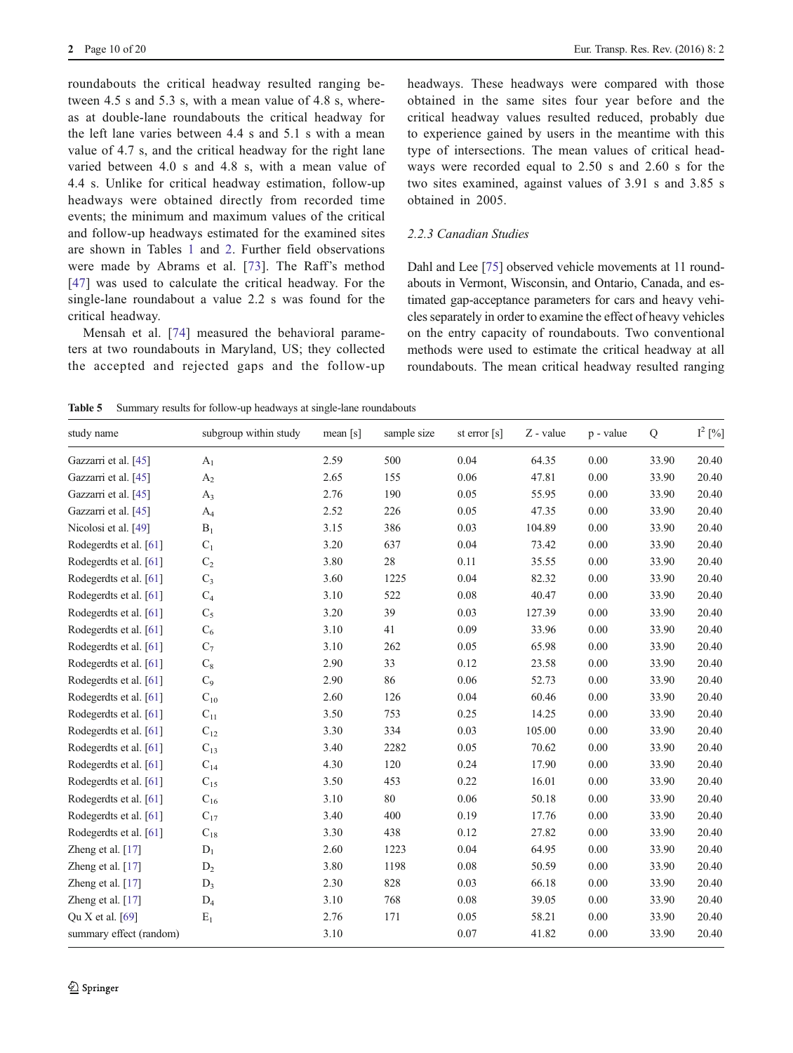roundabouts the critical headway resulted ranging between 4.5 s and 5.3 s, with a mean value of 4.8 s, whereas at double-lane roundabouts the critical headway for the left lane varies between 4.4 s and 5.1 s with a mean value of 4.7 s, and the critical headway for the right lane varied between 4.0 s and 4.8 s, with a mean value of 4.4 s. Unlike for critical headway estimation, follow-up headways were obtained directly from recorded time events; the minimum and maximum values of the critical and follow-up headways estimated for the examined sites are shown in Tables 1 and 2. Further field observations were made by Abrams et al. [73]. The Raff's method [47] was used to calculate the critical headway. For the single-lane roundabout a value 2.2 s was found for the critical headway.

Mensah et al. [74] measured the behavioral parameters at two roundabouts in Maryland, US; they collected the accepted and rejected gaps and the follow-up headways. These headways were compared with those obtained in the same sites four year before and the critical headway values resulted reduced, probably due to experience gained by users in the meantime with this type of intersections. The mean values of critical headways were recorded equal to 2.50 s and 2.60 s for the two sites examined, against values of 3.91 s and 3.85 s obtained in 2005.

### 2.2.3 Canadian Studies

Dahl and Lee [75] observed vehicle movements at 11 roundabouts in Vermont, Wisconsin, and Ontario, Canada, and estimated gap-acceptance parameters for cars and heavy vehicles separately in order to examine the effect of heavy vehicles on the entry capacity of roundabouts. Two conventional methods were used to estimate the critical headway at all roundabouts. The mean critical headway resulted ranging

**Table 5** Summary results for follow-up headways at single-lane roundabouts

| study name | subgroup within study | mean [s] | sample size | st error [s] | Z - value | p - value | Q | $I^2$ [%] |
|---|---|---|---|---|---|---|---|---|
| Gazzarri et al. [45] | $A_1$ | 2.59 | 500 | 0.04 | 64.35 | 0.00 | 33.90 | 20.40 |
| Gazzarri et al. [45] | $A_2$ | 2.65 | 155 | 0.06 | 47.81 | 0.00 | 33.90 | 20.40 |
| Gazzarri et al. [45] | $A_3$ | 2.76 | 190 | 0.05 | 55.95 | 0.00 | 33.90 | 20.40 |
| Gazzarri et al. [45] | $A_4$ | 2.52 | 226 | 0.05 | 47.35 | 0.00 | 33.90 | 20.40 |
| Nicolosi et al. [49] | $B_1$ | 3.15 | 386 | 0.03 | 104.89 | 0.00 | 33.90 | 20.40 |
| Rodegerdts et al. [61] | $C_1$ | 3.20 | 637 | 0.04 | 73.42 | 0.00 | 33.90 | 20.40 |
| Rodegerdts et al. [61] | $C_2$ | 3.80 | 28 | 0.11 | 35.55 | 0.00 | 33.90 | 20.40 |
| Rodegerdts et al. [61] | $C_3$ | 3.60 | 1225 | 0.04 | 82.32 | 0.00 | 33.90 | 20.40 |
| Rodegerdts et al. [61] | $C_4$ | 3.10 | 522 | 0.08 | 40.47 | 0.00 | 33.90 | 20.40 |
| Rodegerdts et al. [61] | $C_5$ | 3.20 | 39 | 0.03 | 127.39 | 0.00 | 33.90 | 20.40 |
| Rodegerdts et al. [61] | $C_6$ | 3.10 | 41 | 0.09 | 33.96 | 0.00 | 33.90 | 20.40 |
| Rodegerdts et al. [61] | $C_7$ | 3.10 | 262 | 0.05 | 65.98 | 0.00 | 33.90 | 20.40 |
| Rodegerdts et al. [61] | $C_8$ | 2.90 | 33 | 0.12 | 23.58 | 0.00 | 33.90 | 20.40 |
| Rodegerdts et al. [61] | $C_9$ | 2.90 | 86 | 0.06 | 52.73 | 0.00 | 33.90 | 20.40 |
| Rodegerdts et al. [61] | $C_{10}$ | 2.60 | 126 | 0.04 | 60.46 | 0.00 | 33.90 | 20.40 |
| Rodegerdts et al. [61] | $C_{11}$ | 3.50 | 753 | 0.25 | 14.25 | 0.00 | 33.90 | 20.40 |
| Rodegerdts et al. [61] | $C_{12}$ | 3.30 | 334 | 0.03 | 105.00 | 0.00 | 33.90 | 20.40 |
| Rodegerdts et al. [61] | $C_{13}$ | 3.40 | 2282 | 0.05 | 70.62 | 0.00 | 33.90 | 20.40 |
| Rodegerdts et al. [61] | $C_{14}$ | 4.30 | 120 | 0.24 | 17.90 | 0.00 | 33.90 | 20.40 |
| Rodegerdts et al. [61] | $C_{15}$ | 3.50 | 453 | 0.22 | 16.01 | 0.00 | 33.90 | 20.40 |
| Rodegerdts et al. [61] | $C_{16}$ | 3.10 | 80 | 0.06 | 50.18 | 0.00 | 33.90 | 20.40 |
| Rodegerdts et al. [61] | $C_{17}$ | 3.40 | 400 | 0.19 | 17.76 | 0.00 | 33.90 | 20.40 |
| Rodegerdts et al. [61] | $C_{18}$ | 3.30 | 438 | 0.12 | 27.82 | 0.00 | 33.90 | 20.40 |
| Zheng et al. [17] | $D_1$ | 2.60 | 1223 | 0.04 | 64.95 | 0.00 | 33.90 | 20.40 |
| Zheng et al. [17] | $D_2$ | 3.80 | 1198 | 0.08 | 50.59 | 0.00 | 33.90 | 20.40 |
| Zheng et al. [17] | $D_3$ | 2.30 | 828 | 0.03 | 66.18 | 0.00 | 33.90 | 20.40 |
| Zheng et al. [17] | $D_4$ | 3.10 | 768 | 0.08 | 39.05 | 0.00 | 33.90 | 20.40 |
| Qu X et al. [69] | $E_1$ | 2.76 | 171 | 0.05 | 58.21 | 0.00 | 33.90 | 20.40 |
| summary effect (random) | | 3.10 | | 0.07 | 41.82 | 0.00 | 33.90 | 20.40 |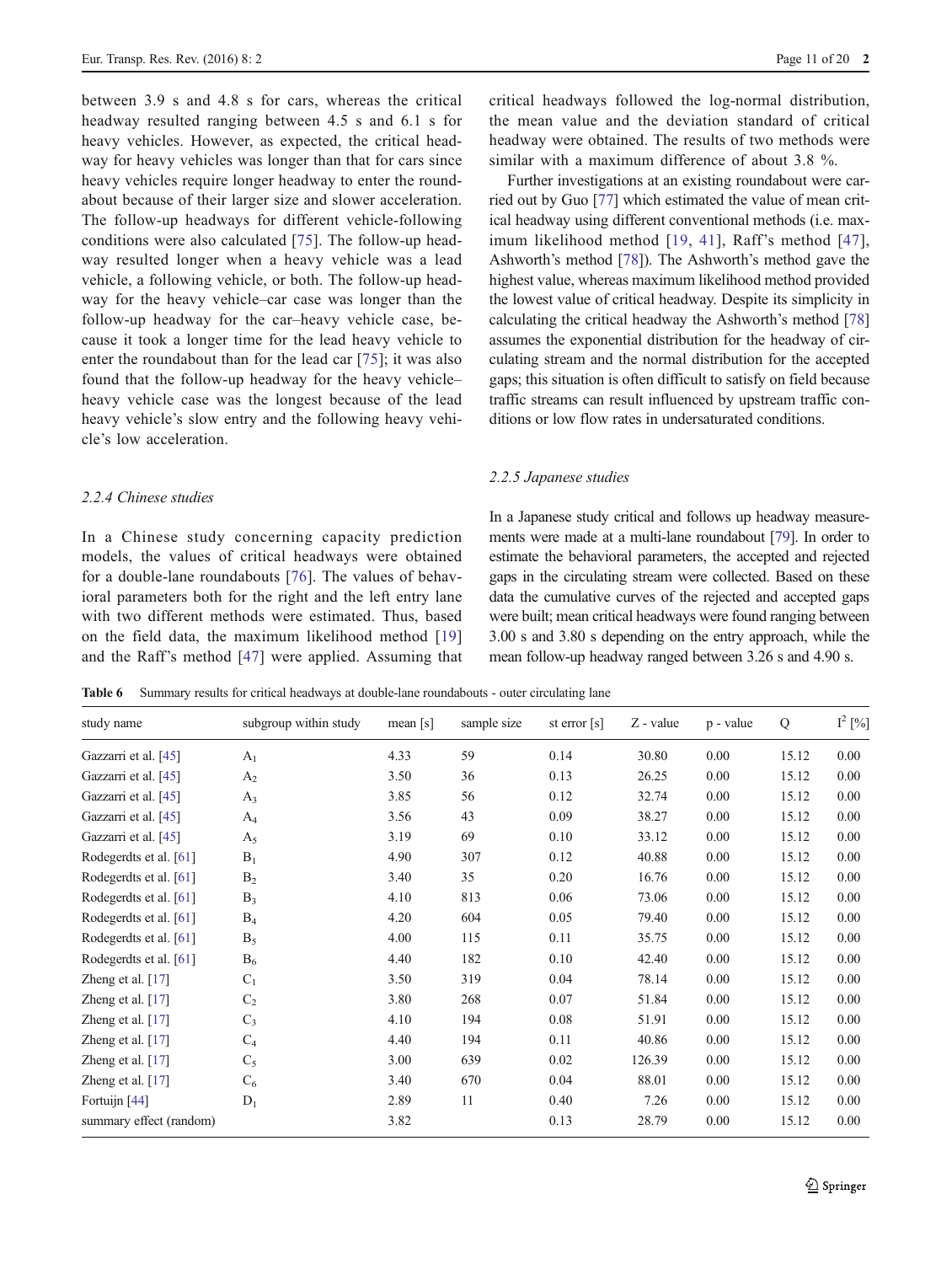between 3.9 s and 4.8 s for cars, whereas the critical headway resulted ranging between 4.5 s and 6.1 s for heavy vehicles. However, as expected, the critical headway for heavy vehicles was longer than that for cars since heavy vehicles require longer headway to enter the roundabout because of their larger size and slower acceleration. The follow-up headways for different vehicle-following conditions were also calculated [75]. The follow-up headway resulted longer when a heavy vehicle was a lead vehicle, a following vehicle, or both. The follow-up headway for the heavy vehicle–car case was longer than the follow-up headway for the car–heavy vehicle case, because it took a longer time for the lead heavy vehicle to enter the roundabout than for the lead car [75]; it was also found that the follow-up headway for the heavy vehicle–heavy vehicle case was the longest because of the lead heavy vehicle's slow entry and the following heavy vehicle's low acceleration.

#### 2.2.4 Chinese studies

In a Chinese study concerning capacity prediction models, the values of critical headways were obtained for a double-lane roundabouts [76]. The values of behavioral parameters both for the right and the left entry lane with two different methods were estimated. Thus, based on the field data, the maximum likelihood method [19] and the Raff's method [47] were applied. Assuming that critical headways followed the log-normal distribution, the mean value and the deviation standard of critical headway were obtained. The results of two methods were similar with a maximum difference of about 3.8 %.

Further investigations at an existing roundabout were carried out by Guo [77] which estimated the value of mean critical headway using different conventional methods (i.e. maximum likelihood method [19, 41], Raff's method [47], Ashworth's method [78]). The Ashworth's method gave the highest value, whereas maximum likelihood method provided the lowest value of critical headway. Despite its simplicity in calculating the critical headway the Ashworth's method [78] assumes the exponential distribution for the headway of circulating stream and the normal distribution for the accepted gaps; this situation is often difficult to satisfy on field because traffic streams can result influenced by upstream traffic conditions or low flow rates in undersaturated conditions.

#### 2.2.5 Japanese studies

In a Japanese study critical and follows up headway measurements were made at a multi-lane roundabout [79]. In order to estimate the behavioral parameters, the accepted and rejected gaps in the circulating stream were collected. Based on these data the cumulative curves of the rejected and accepted gaps were built; mean critical headways were found ranging between 3.00 s and 3.80 s depending on the entry approach, while the mean follow-up headway ranged between 3.26 s and 4.90 s.

**Table 6** Summary results for critical headways at double-lane roundabouts - outer circulating lane

| study name | subgroup within study | mean [s] | sample size | st error [s] | Z - value | p - value | Q | $I^2$ [%] |
|---|---|---|---|---|---|---|---|---|
| Gazzarri et al. [45] | $A_1$ | 4.33 | 59 | 0.14 | 30.80 | 0.00 | 15.12 | 0.00 |
| Gazzarri et al. [45] | $A_2$ | 3.50 | 36 | 0.13 | 26.25 | 0.00 | 15.12 | 0.00 |
| Gazzarri et al. [45] | $A_3$ | 3.85 | 56 | 0.12 | 32.74 | 0.00 | 15.12 | 0.00 |
| Gazzarri et al. [45] | $A_4$ | 3.56 | 43 | 0.09 | 38.27 | 0.00 | 15.12 | 0.00 |
| Gazzarri et al. [45] | $A_5$ | 3.19 | 69 | 0.10 | 33.12 | 0.00 | 15.12 | 0.00 |
| Rodegerdts et al. [61] | $B_1$ | 4.90 | 307 | 0.12 | 40.88 | 0.00 | 15.12 | 0.00 |
| Rodegerdts et al. [61] | $B_2$ | 3.40 | 35 | 0.20 | 16.76 | 0.00 | 15.12 | 0.00 |
| Rodegerdts et al. [61] | $B_3$ | 4.10 | 813 | 0.06 | 73.06 | 0.00 | 15.12 | 0.00 |
| Rodegerdts et al. [61] | $B_4$ | 4.20 | 604 | 0.05 | 79.40 | 0.00 | 15.12 | 0.00 |
| Rodegerdts et al. [61] | $B_5$ | 4.00 | 115 | 0.11 | 35.75 | 0.00 | 15.12 | 0.00 |
| Rodegerdts et al. [61] | $B_6$ | 4.40 | 182 | 0.10 | 42.40 | 0.00 | 15.12 | 0.00 |
| Zheng et al. [17] | $C_1$ | 3.50 | 319 | 0.04 | 78.14 | 0.00 | 15.12 | 0.00 |
| Zheng et al. [17] | $C_2$ | 3.80 | 268 | 0.07 | 51.84 | 0.00 | 15.12 | 0.00 |
| Zheng et al. [17] | $C_3$ | 4.10 | 194 | 0.08 | 51.91 | 0.00 | 15.12 | 0.00 |
| Zheng et al. [17] | $C_4$ | 4.40 | 194 | 0.11 | 40.86 | 0.00 | 15.12 | 0.00 |
| Zheng et al. [17] | $C_5$ | 3.00 | 639 | 0.02 | 126.39 | 0.00 | 15.12 | 0.00 |
| Zheng et al. [17] | $C_6$ | 3.40 | 670 | 0.04 | 88.01 | 0.00 | 15.12 | 0.00 |
| Fortuijn [44] | $D_1$ | 2.89 | 11 | 0.40 | 7.26 | 0.00 | 15.12 | 0.00 |
| summary effect (random) | | 3.82 | | 0.13 | 28.79 | 0.00 | 15.12 | 0.00 |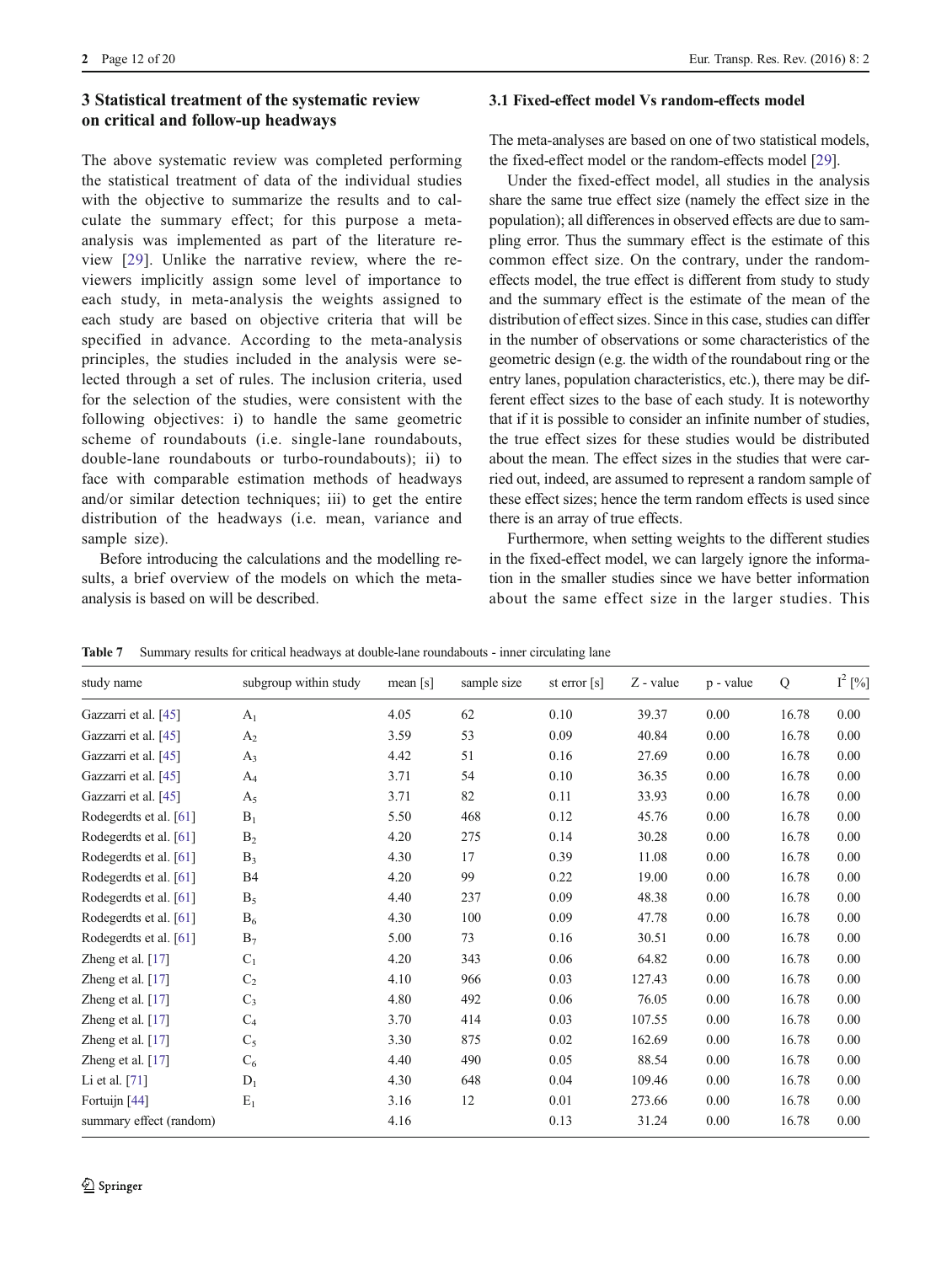## 3 Statistical treatment of the systematic review on critical and follow-up headways

The above systematic review was completed performing the statistical treatment of data of the individual studies with the objective to summarize the results and to calculate the summary effect; for this purpose a meta-analysis was implemented as part of the literature review [29]. Unlike the narrative review, where the reviewers implicitly assign some level of importance to each study, in meta-analysis the weights assigned to each study are based on objective criteria that will be specified in advance. According to the meta-analysis principles, the studies included in the analysis were selected through a set of rules. The inclusion criteria, used for the selection of the studies, were consistent with the following objectives: i) to handle the same geometric scheme of roundabouts (i.e. single-lane roundabouts, double-lane roundabouts or turbo-roundabouts); ii) to face with comparable estimation methods of headways and/or similar detection techniques; iii) to get the entire distribution of the headways (i.e. mean, variance and sample size).

Before introducing the calculations and the modelling results, a brief overview of the models on which the meta-analysis is based on will be described.

### 3.1 Fixed-effect model Vs random-effects model

The meta-analyses are based on one of two statistical models, the fixed-effect model or the random-effects model [29].

Under the fixed-effect model, all studies in the analysis share the same true effect size (namely the effect size in the population); all differences in observed effects are due to sampling error. Thus the summary effect is the estimate of this common effect size. On the contrary, under the random-effects model, the true effect is different from study to study and the summary effect is the estimate of the mean of the distribution of effect sizes. Since in this case, studies can differ in the number of observations or some characteristics of the geometric design (e.g. the width of the roundabout ring or the entry lanes, population characteristics, etc.), there may be different effect sizes to the base of each study. It is noteworthy that if it is possible to consider an infinite number of studies, the true effect sizes for these studies would be distributed about the mean. The effect sizes in the studies that were carried out, indeed, are assumed to represent a random sample of these effect sizes; hence the term random effects is used since there is an array of true effects.

Furthermore, when setting weights to the different studies in the fixed-effect model, we can largely ignore the information in the smaller studies since we have better information about the same effect size in the larger studies. This

**Table 7** Summary results for critical headways at double-lane roundabouts - inner circulating lane

| study name | subgroup within study | mean [s] | sample size | st error [s] | Z - value | p - value | Q | $I^2$ [%] |
|---|---|---|---|---|---|---|---|---|
| Gazzarri et al. [45] | $A_1$ | 4.05 | 62 | 0.10 | 39.37 | 0.00 | 16.78 | 0.00 |
| Gazzarri et al. [45] | $A_2$ | 3.59 | 53 | 0.09 | 40.84 | 0.00 | 16.78 | 0.00 |
| Gazzarri et al. [45] | $A_3$ | 4.42 | 51 | 0.16 | 27.69 | 0.00 | 16.78 | 0.00 |
| Gazzarri et al. [45] | $A_4$ | 3.71 | 54 | 0.10 | 36.35 | 0.00 | 16.78 | 0.00 |
| Gazzarri et al. [45] | $A_5$ | 3.71 | 82 | 0.11 | 33.93 | 0.00 | 16.78 | 0.00 |
| Rodegerdts et al. [61] | $B_1$ | 5.50 | 468 | 0.12 | 45.76 | 0.00 | 16.78 | 0.00 |
| Rodegerdts et al. [61] | $B_2$ | 4.20 | 275 | 0.14 | 30.28 | 0.00 | 16.78 | 0.00 |
| Rodegerdts et al. [61] | $B_3$ | 4.30 | 17 | 0.39 | 11.08 | 0.00 | 16.78 | 0.00 |
| Rodegerdts et al. [61] | B4 | 4.20 | 99 | 0.22 | 19.00 | 0.00 | 16.78 | 0.00 |
| Rodegerdts et al. [61] | $B_5$ | 4.40 | 237 | 0.09 | 48.38 | 0.00 | 16.78 | 0.00 |
| Rodegerdts et al. [61] | $B_6$ | 4.30 | 100 | 0.09 | 47.78 | 0.00 | 16.78 | 0.00 |
| Rodegerdts et al. [61] | $B_7$ | 5.00 | 73 | 0.16 | 30.51 | 0.00 | 16.78 | 0.00 |
| Zheng et al. [17] | $C_1$ | 4.20 | 343 | 0.06 | 64.82 | 0.00 | 16.78 | 0.00 |
| Zheng et al. [17] | $C_2$ | 4.10 | 966 | 0.03 | 127.43 | 0.00 | 16.78 | 0.00 |
| Zheng et al. [17] | $C_3$ | 4.80 | 492 | 0.06 | 76.05 | 0.00 | 16.78 | 0.00 |
| Zheng et al. [17] | $C_4$ | 3.70 | 414 | 0.03 | 107.55 | 0.00 | 16.78 | 0.00 |
| Zheng et al. [17] | $C_5$ | 3.30 | 875 | 0.02 | 162.69 | 0.00 | 16.78 | 0.00 |
| Zheng et al. [17] | $C_6$ | 4.40 | 490 | 0.05 | 88.54 | 0.00 | 16.78 | 0.00 |
| Li et al. [71] | $D_1$ | 4.30 | 648 | 0.04 | 109.46 | 0.00 | 16.78 | 0.00 |
| Fortuijn [44] | $E_1$ | 3.16 | 12 | 0.01 | 273.66 | 0.00 | 16.78 | 0.00 |
| summary effect (random) | | 4.16 | | 0.13 | 31.24 | 0.00 | 16.78 | 0.00 |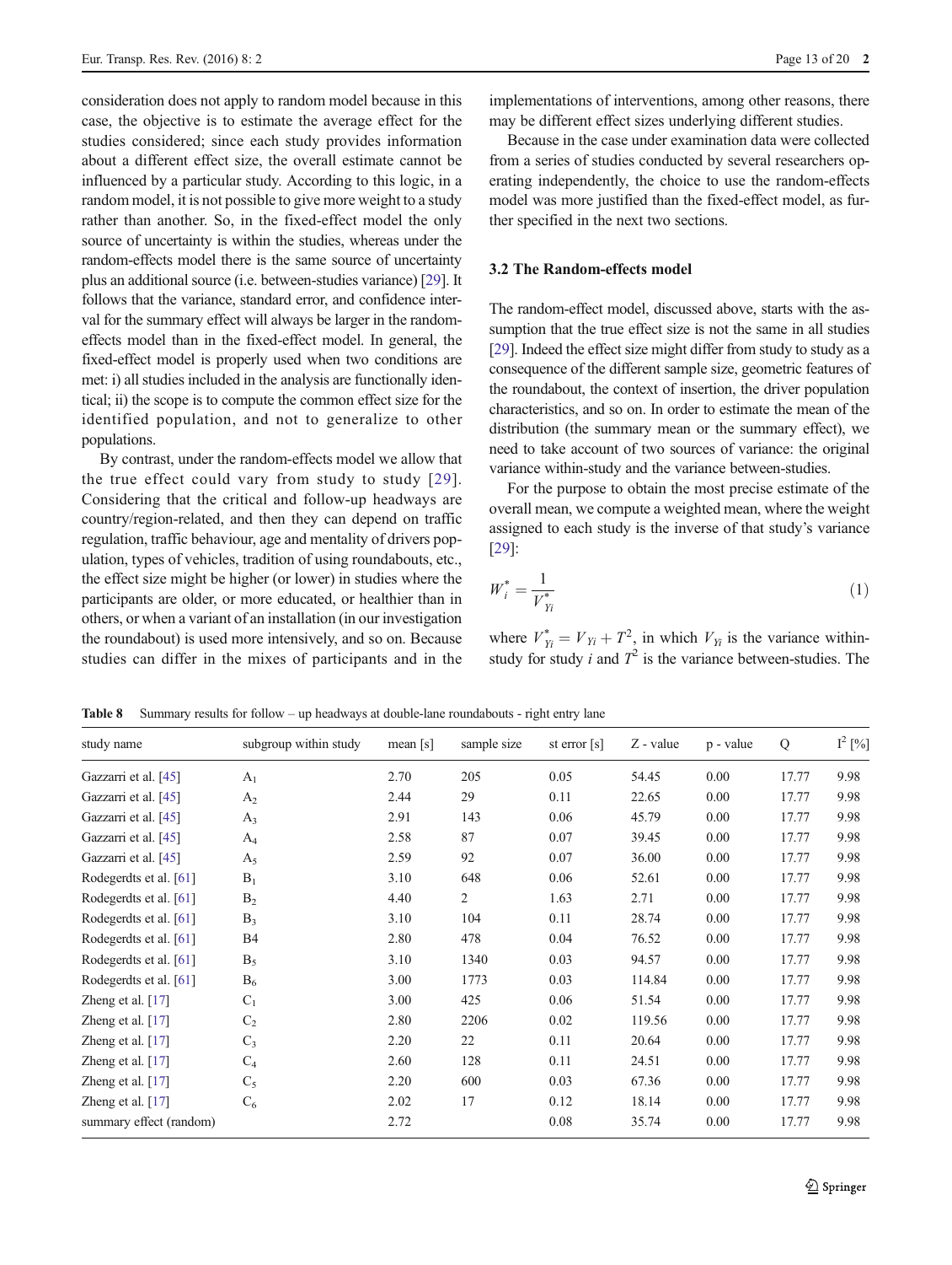consideration does not apply to random model because in this case, the objective is to estimate the average effect for the studies considered; since each study provides information about a different effect size, the overall estimate cannot be influenced by a particular study. According to this logic, in a random model, it is not possible to give more weight to a study rather than another. So, in the fixed-effect model the only source of uncertainty is within the studies, whereas under the random-effects model there is the same source of uncertainty plus an additional source (i.e. between-studies variance) [29]. It follows that the variance, standard error, and confidence interval for the summary effect will always be larger in the random-effects model than in the fixed-effect model. In general, the fixed-effect model is properly used when two conditions are met: i) all studies included in the analysis are functionally identical; ii) the scope is to compute the common effect size for the identified population, and not to generalize to other populations.

By contrast, under the random-effects model we allow that the true effect could vary from study to study [29]. Considering that the critical and follow-up headways are country/region-related, and then they can depend on traffic regulation, traffic behaviour, age and mentality of drivers population, types of vehicles, tradition of using roundabouts, etc., the effect size might be higher (or lower) in studies where the participants are older, or more educated, or healthier than in others, or when a variant of an installation (in our investigation the roundabout) is used more intensively, and so on. Because studies can differ in the mixes of participants and in the implementations of interventions, among other reasons, there may be different effect sizes underlying different studies.

Because in the case under examination data were collected from a series of studies conducted by several researchers operating independently, the choice to use the random-effects model was more justified than the fixed-effect model, as further specified in the next two sections.

### 3.2 The Random-effects model

The random-effect model, discussed above, starts with the assumption that the true effect size is not the same in all studies [29]. Indeed the effect size might differ from study to study as a consequence of the different sample size, geometric features of the roundabout, the context of insertion, the driver population characteristics, and so on. In order to estimate the mean of the distribution (the summary mean or the summary effect), we need to take account of two sources of variance: the original variance within-study and the variance between-studies.

For the purpose to obtain the most precise estimate of the overall mean, we compute a weighted mean, where the weight assigned to each study is the inverse of that study's variance [29]:

$$W_i^* = \frac{1}{V_{Yi}^*} \tag{1}$$

where $V_{Yi}^* = V_{Yi} + T^2$, in which $V_{Yi}$ is the variance within-study for study $i$ and $T^2$ is the variance between-studies. The

**Table 8** Summary results for follow – up headways at double-lane roundabouts - right entry lane

| study name | subgroup within study | mean [s] | sample size | st error [s] | Z - value | p - value | Q | $I^2$ [%] |
|---|---|---|---|---|---|---|---|---|
| Gazzarri et al. [45] | $A_1$ | 2.70 | 205 | 0.05 | 54.45 | 0.00 | 17.77 | 9.98 |
| Gazzarri et al. [45] | $A_2$ | 2.44 | 29 | 0.11 | 22.65 | 0.00 | 17.77 | 9.98 |
| Gazzarri et al. [45] | $A_3$ | 2.91 | 143 | 0.06 | 45.79 | 0.00 | 17.77 | 9.98 |
| Gazzarri et al. [45] | $A_4$ | 2.58 | 87 | 0.07 | 39.45 | 0.00 | 17.77 | 9.98 |
| Gazzarri et al. [45] | $A_5$ | 2.59 | 92 | 0.07 | 36.00 | 0.00 | 17.77 | 9.98 |
| Rodegerdts et al. [61] | $B_1$ | 3.10 | 648 | 0.06 | 52.61 | 0.00 | 17.77 | 9.98 |
| Rodegerdts et al. [61] | $B_2$ | 4.40 | 2 | 1.63 | 2.71 | 0.00 | 17.77 | 9.98 |
| Rodegerdts et al. [61] | $B_3$ | 3.10 | 104 | 0.11 | 28.74 | 0.00 | 17.77 | 9.98 |
| Rodegerdts et al. [61] | B4 | 2.80 | 478 | 0.04 | 76.52 | 0.00 | 17.77 | 9.98 |
| Rodegerdts et al. [61] | $B_5$ | 3.10 | 1340 | 0.03 | 94.57 | 0.00 | 17.77 | 9.98 |
| Rodegerdts et al. [61] | $B_6$ | 3.00 | 1773 | 0.03 | 114.84 | 0.00 | 17.77 | 9.98 |
| Zheng et al. [17] | $C_1$ | 3.00 | 425 | 0.06 | 51.54 | 0.00 | 17.77 | 9.98 |
| Zheng et al. [17] | $C_2$ | 2.80 | 2206 | 0.02 | 119.56 | 0.00 | 17.77 | 9.98 |
| Zheng et al. [17] | $C_3$ | 2.20 | 22 | 0.11 | 20.64 | 0.00 | 17.77 | 9.98 |
| Zheng et al. [17] | $C_4$ | 2.60 | 128 | 0.11 | 24.51 | 0.00 | 17.77 | 9.98 |
| Zheng et al. [17] | $C_5$ | 2.20 | 600 | 0.03 | 67.36 | 0.00 | 17.77 | 9.98 |
| Zheng et al. [17] | $C_6$ | 2.02 | 17 | 0.12 | 18.14 | 0.00 | 17.77 | 9.98 |
| summary effect (random) | | 2.72 | | 0.08 | 35.74 | 0.00 | 17.77 | 9.98 |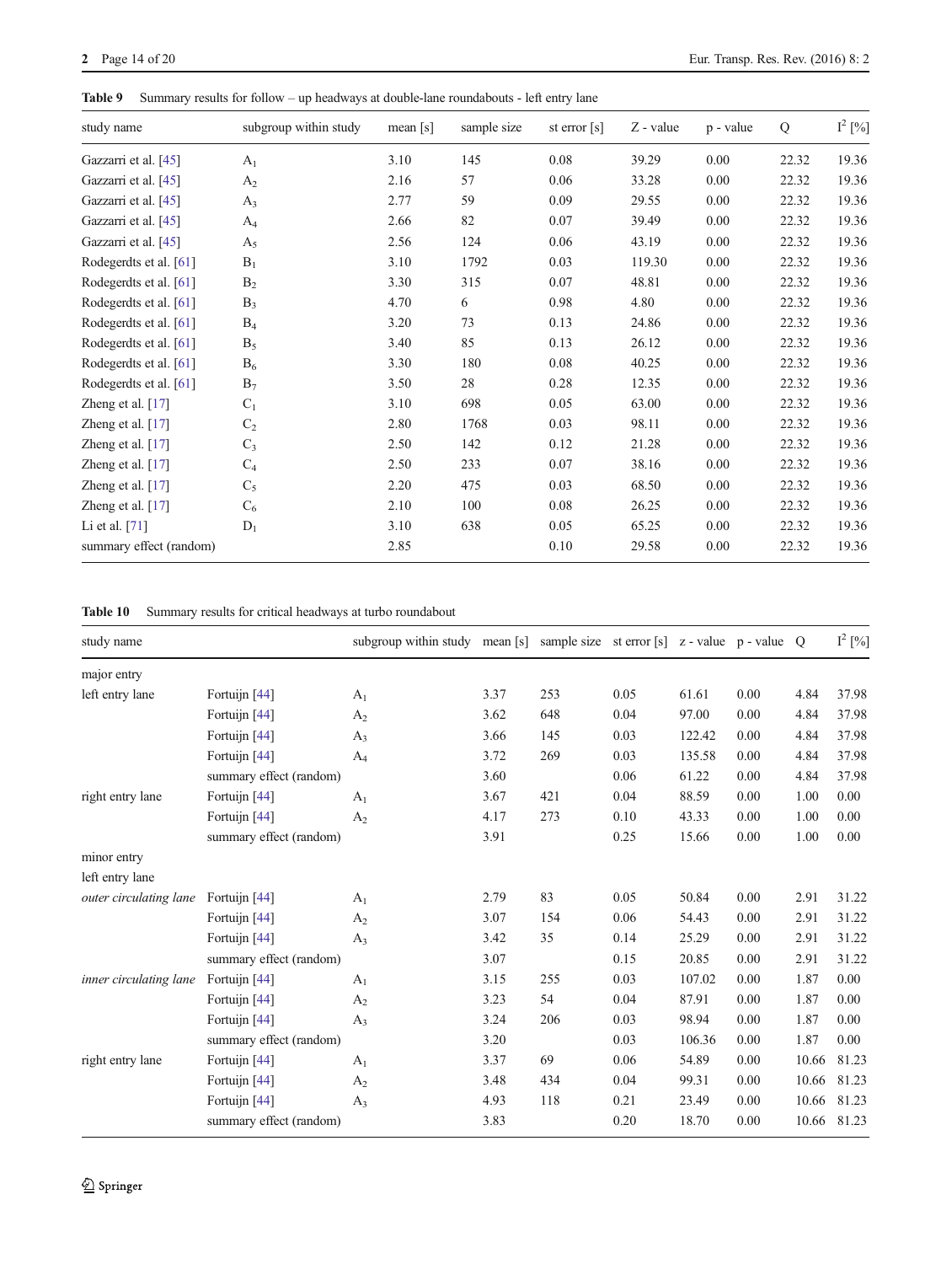**Table 9** Summary results for follow – up headways at double-lane roundabouts - left entry lane

| study name | subgroup within study | mean [s] | sample size | st error [s] | Z - value | p - value | Q | $I^2$ [%] |
|---|---|---|---|---|---|---|---|---|
| Gazzarri et al. [45] | $A_1$ | 3.10 | 145 | 0.08 | 39.29 | 0.00 | 22.32 | 19.36 |
| Gazzarri et al. [45] | $A_2$ | 2.16 | 57 | 0.06 | 33.28 | 0.00 | 22.32 | 19.36 |
| Gazzarri et al. [45] | $A_3$ | 2.77 | 59 | 0.09 | 29.55 | 0.00 | 22.32 | 19.36 |
| Gazzarri et al. [45] | $A_4$ | 2.66 | 82 | 0.07 | 39.49 | 0.00 | 22.32 | 19.36 |
| Gazzarri et al. [45] | $A_5$ | 2.56 | 124 | 0.06 | 43.19 | 0.00 | 22.32 | 19.36 |
| Rodegerdts et al. [61] | $B_1$ | 3.10 | 1792 | 0.03 | 119.30 | 0.00 | 22.32 | 19.36 |
| Rodegerdts et al. [61] | $B_2$ | 3.30 | 315 | 0.07 | 48.81 | 0.00 | 22.32 | 19.36 |
| Rodegerdts et al. [61] | $B_3$ | 4.70 | 6 | 0.98 | 4.80 | 0.00 | 22.32 | 19.36 |
| Rodegerdts et al. [61] | $B_4$ | 3.20 | 73 | 0.13 | 24.86 | 0.00 | 22.32 | 19.36 |
| Rodegerdts et al. [61] | $B_5$ | 3.40 | 85 | 0.13 | 26.12 | 0.00 | 22.32 | 19.36 |
| Rodegerdts et al. [61] | $B_6$ | 3.30 | 180 | 0.08 | 40.25 | 0.00 | 22.32 | 19.36 |
| Rodegerdts et al. [61] | $B_7$ | 3.50 | 28 | 0.28 | 12.35 | 0.00 | 22.32 | 19.36 |
| Zheng et al. [17] | $C_1$ | 3.10 | 698 | 0.05 | 63.00 | 0.00 | 22.32 | 19.36 |
| Zheng et al. [17] | $C_2$ | 2.80 | 1768 | 0.03 | 98.11 | 0.00 | 22.32 | 19.36 |
| Zheng et al. [17] | $C_3$ | 2.50 | 142 | 0.12 | 21.28 | 0.00 | 22.32 | 19.36 |
| Zheng et al. [17] | $C_4$ | 2.50 | 233 | 0.07 | 38.16 | 0.00 | 22.32 | 19.36 |
| Zheng et al. [17] | $C_5$ | 2.20 | 475 | 0.03 | 68.50 | 0.00 | 22.32 | 19.36 |
| Zheng et al. [17] | $C_6$ | 2.10 | 100 | 0.08 | 26.25 | 0.00 | 22.32 | 19.36 |
| Li et al. [71] | $D_1$ | 3.10 | 638 | 0.05 | 65.25 | 0.00 | 22.32 | 19.36 |
| summary effect (random) | | 2.85 | | 0.10 | 29.58 | 0.00 | 22.32 | 19.36 |

**Table 10** Summary results for critical headways at turbo roundabout

| study name | | subgroup within study | mean [s] | sample size | st error [s] | z - value | p - value | Q | $I^2$ [%] |
|---|---|---|---|---|---|---|---|---|---|
| major entry | | | | | | | | | |
| left entry lane | Fortuijn [44] | $A_1$ | 3.37 | 253 | 0.05 | 61.61 | 0.00 | 4.84 | 37.98 |
| | Fortuijn [44] | $A_2$ | 3.62 | 648 | 0.04 | 97.00 | 0.00 | 4.84 | 37.98 |
| | Fortuijn [44] | $A_3$ | 3.66 | 145 | 0.03 | 122.42 | 0.00 | 4.84 | 37.98 |
| | Fortuijn [44] | $A_4$ | 3.72 | 269 | 0.03 | 135.58 | 0.00 | 4.84 | 37.98 |
| | summary effect (random) | | 3.60 | | 0.06 | 61.22 | 0.00 | 4.84 | 37.98 |
| right entry lane | Fortuijn [44] | $A_1$ | 3.67 | 421 | 0.04 | 88.59 | 0.00 | 1.00 | 0.00 |
| | Fortuijn [44] | $A_2$ | 4.17 | 273 | 0.10 | 43.33 | 0.00 | 1.00 | 0.00 |
| | summary effect (random) | | 3.91 | | 0.25 | 15.66 | 0.00 | 1.00 | 0.00 |
| minor entry | | | | | | | | | |
| left entry lane | | | | | | | | | |
| *outer circulating lane* | Fortuijn [44] | $A_1$ | 2.79 | 83 | 0.05 | 50.84 | 0.00 | 2.91 | 31.22 |
| | Fortuijn [44] | $A_2$ | 3.07 | 154 | 0.06 | 54.43 | 0.00 | 2.91 | 31.22 |
| | Fortuijn [44] | $A_3$ | 3.42 | 35 | 0.14 | 25.29 | 0.00 | 2.91 | 31.22 |
| | summary effect (random) | | 3.07 | | 0.15 | 20.85 | 0.00 | 2.91 | 31.22 |
| *inner circulating lane* | Fortuijn [44] | $A_1$ | 3.15 | 255 | 0.03 | 107.02 | 0.00 | 1.87 | 0.00 |
| | Fortuijn [44] | $A_2$ | 3.23 | 54 | 0.04 | 87.91 | 0.00 | 1.87 | 0.00 |
| | Fortuijn [44] | $A_3$ | 3.24 | 206 | 0.03 | 98.94 | 0.00 | 1.87 | 0.00 |
| | summary effect (random) | | 3.20 | | 0.03 | 106.36 | 0.00 | 1.87 | 0.00 |
| right entry lane | Fortuijn [44] | $A_1$ | 3.37 | 69 | 0.06 | 54.89 | 0.00 | 10.66 | 81.23 |
| | Fortuijn [44] | $A_2$ | 3.48 | 434 | 0.04 | 99.31 | 0.00 | 10.66 | 81.23 |
| | Fortuijn [44] | $A_3$ | 4.93 | 118 | 0.21 | 23.49 | 0.00 | 10.66 | 81.23 |
| | summary effect (random) | | 3.83 | | 0.20 | 18.70 | 0.00 | 10.66 | 81.23 |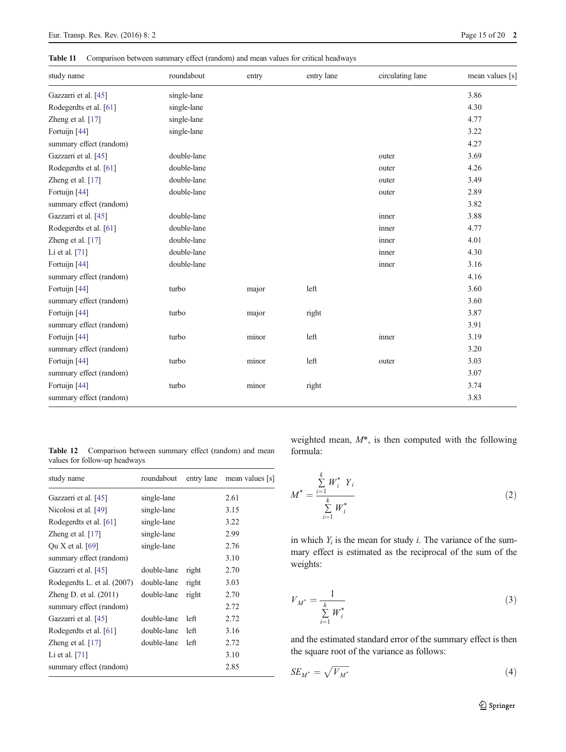**Table 11** Comparison between summary effect (random) and mean values for critical headways

| study name | roundabout | entry | entry lane | circulating lane | mean values [s] |
|---|---|---|---|---|---|
| Gazzarri et al. [45] | single-lane | | | | 3.86 |
| Rodegerdts et al. [61] | single-lane | | | | 4.30 |
| Zheng et al. [17] | single-lane | | | | 4.77 |
| Fortuijn [44] | single-lane | | | | 3.22 |
| summary effect (random) | | | | | 4.27 |
| Gazzarri et al. [45] | double-lane | | | outer | 3.69 |
| Rodegerdts et al. [61] | double-lane | | | outer | 4.26 |
| Zheng et al. [17] | double-lane | | | outer | 3.49 |
| Fortuijn [44] | double-lane | | | outer | 2.89 |
| summary effect (random) | | | | | 3.82 |
| Gazzarri et al. [45] | double-lane | | | inner | 3.88 |
| Rodegerdts et al. [61] | double-lane | | | inner | 4.77 |
| Zheng et al. [17] | double-lane | | | inner | 4.01 |
| Li et al. [71] | double-lane | | | inner | 4.30 |
| Fortuijn [44] | double-lane | | | inner | 3.16 |
| summary effect (random) | | | | | 4.16 |
| Fortuijn [44] | turbo | major | left | | 3.60 |
| summary effect (random) | | | | | 3.60 |
| Fortuijn [44] | turbo | major | right | | 3.87 |
| summary effect (random) | | | | | 3.91 |
| Fortuijn [44] | turbo | minor | left | inner | 3.19 |
| summary effect (random) | | | | | 3.20 |
| Fortuijn [44] | turbo | minor | left | outer | 3.03 |
| summary effect (random) | | | | | 3.07 |
| Fortuijn [44] | turbo | minor | right | | 3.74 |
| summary effect (random) | | | | | 3.83 |

**Table 12** Comparison between summary effect (random) and mean values for follow-up headways

| study name | roundabout | entry lane | mean values [s] |
|---|---|---|---|
| Gazzarri et al. [45] | single-lane | | 2.61 |
| Nicolosi et al. [49] | single-lane | | 3.15 |
| Rodegerdts et al. [61] | single-lane | | 3.22 |
| Zheng et al. [17] | single-lane | | 2.99 |
| Qu X et al. [69] | single-lane | | 2.76 |
| summary effect (random) | | | 3.10 |
| Gazzarri et al. [45] | double-lane | right | 2.70 |
| Rodegerdts L. et al. (2007) | double-lane | right | 3.03 |
| Zheng D. et al. (2011) | double-lane | right | 2.70 |
| summary effect (random) | | | 2.72 |
| Gazzarri et al. [45] | double-lane | left | 2.72 |
| Rodegerdts et al. [61] | double-lane | left | 3.16 |
| Zheng et al. [17] | double-lane | left | 2.72 |
| Li et al. [71] | | | 3.10 |
| summary effect (random) | | | 2.85 |

weighted mean, $M^*$, is then computed with the following formula:

$$M^* = \frac{\sum_{i=1}^{k} W_i^* \; Y_i}{\sum_{i=1}^{k} W_i^*} \tag{2}$$

in which $Y_i$ is the mean for study $i$. The variance of the summary effect is estimated as the reciprocal of the sum of the weights:

$$V_{M^*} = \frac{1}{\sum_{i=1}^{k} W_i^*} \tag{3}$$

and the estimated standard error of the summary effect is then the square root of the variance as follows:

$$SE_{M^*} = \sqrt{V_{M^*}} \tag{4}$$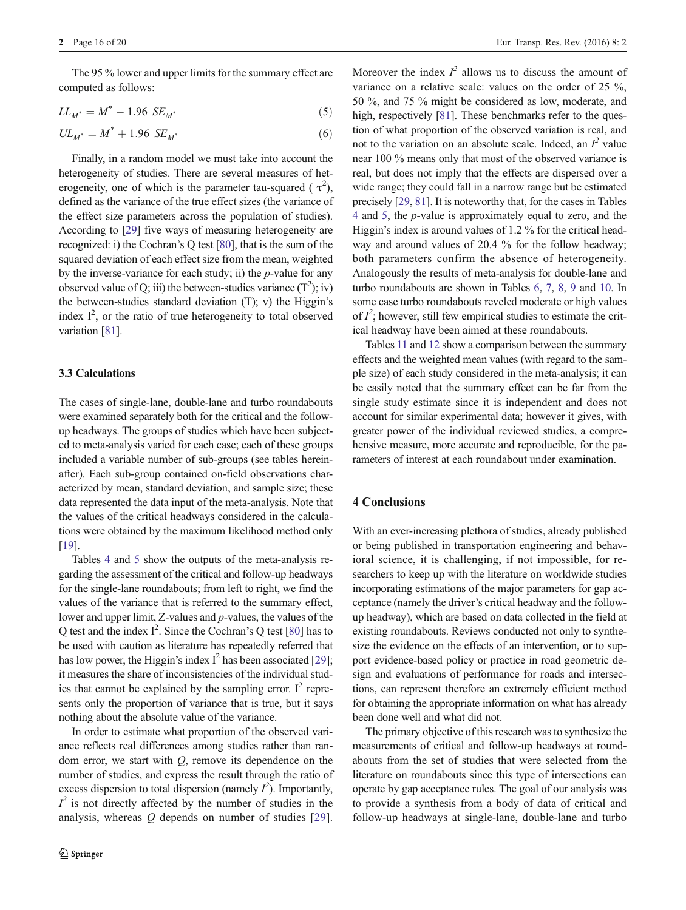The 95 % lower and upper limits for the summary effect are computed as follows:

$$LL_{M^*} = M^* - 1.96\ SE_{M^*} \tag{5}$$

$$UL_{M^*} = M^* + 1.96\ SE_{M^*} \tag{6}$$

Finally, in a random model we must take into account the heterogeneity of studies. There are several measures of heterogeneity, one of which is the parameter tau-squared ( $\tau^2$), defined as the variance of the true effect sizes (the variance of the effect size parameters across the population of studies). According to [29] five ways of measuring heterogeneity are recognized: i) the Cochran's Q test [80], that is the sum of the squared deviation of each effect size from the mean, weighted by the inverse-variance for each study; ii) the *p*-value for any observed value of Q; iii) the between-studies variance ($T^2$); iv) the between-studies standard deviation (T); v) the Higgin's index $I^2$, or the ratio of true heterogeneity to total observed variation [81].

### 3.3 Calculations

The cases of single-lane, double-lane and turbo roundabouts were examined separately both for the critical and the follow-up headways. The groups of studies which have been subjected to meta-analysis varied for each case; each of these groups included a variable number of sub-groups (see tables hereinafter). Each sub-group contained on-field observations characterized by mean, standard deviation, and sample size; these data represented the data input of the meta-analysis. Note that the values of the critical headways considered in the calculations were obtained by the maximum likelihood method only [19].

Tables 4 and 5 show the outputs of the meta-analysis regarding the assessment of the critical and follow-up headways for the single-lane roundabouts; from left to right, we find the values of the variance that is referred to the summary effect, lower and upper limit, Z-values and *p*-values, the values of the Q test and the index $I^2$. Since the Cochran's Q test [80] has to be used with caution as literature has repeatedly referred that has low power, the Higgin's index $I^2$ has been associated [29]; it measures the share of inconsistencies of the individual studies that cannot be explained by the sampling error. $I^2$ represents only the proportion of variance that is true, but it says nothing about the absolute value of the variance.

In order to estimate what proportion of the observed variance reflects real differences among studies rather than random error, we start with *Q*, remove its dependence on the number of studies, and express the result through the ratio of excess dispersion to total dispersion (namely $I^2$). Importantly, $I^2$ is not directly affected by the number of studies in the analysis, whereas *Q* depends on number of studies [29]. Moreover the index $I^2$ allows us to discuss the amount of variance on a relative scale: values on the order of 25 %, 50 %, and 75 % might be considered as low, moderate, and high, respectively [81]. These benchmarks refer to the question of what proportion of the observed variation is real, and not to the variation on an absolute scale. Indeed, an $I^2$ value near 100 % means only that most of the observed variance is real, but does not imply that the effects are dispersed over a wide range; they could fall in a narrow range but be estimated precisely [29, 81]. It is noteworthy that, for the cases in Tables 4 and 5, the *p*-value is approximately equal to zero, and the Higgin's index is around values of 1.2 % for the critical headway and around values of 20.4 % for the follow headway; both parameters confirm the absence of heterogeneity. Analogously the results of meta-analysis for double-lane and turbo roundabouts are shown in Tables 6, 7, 8, 9 and 10. In some case turbo roundabouts reveled moderate or high values of $I^2$; however, still few empirical studies to estimate the critical headway have been aimed at these roundabouts.

Tables 11 and 12 show a comparison between the summary effects and the weighted mean values (with regard to the sample size) of each study considered in the meta-analysis; it can be easily noted that the summary effect can be far from the single study estimate since it is independent and does not account for similar experimental data; however it gives, with greater power of the individual reviewed studies, a comprehensive measure, more accurate and reproducible, for the parameters of interest at each roundabout under examination.

## 4 Conclusions

With an ever-increasing plethora of studies, already published or being published in transportation engineering and behavioral science, it is challenging, if not impossible, for researchers to keep up with the literature on worldwide studies incorporating estimations of the major parameters for gap acceptance (namely the driver's critical headway and the follow-up headway), which are based on data collected in the field at existing roundabouts. Reviews conducted not only to synthesize the evidence on the effects of an intervention, or to support evidence-based policy or practice in road geometric design and evaluations of performance for roads and intersections, can represent therefore an extremely efficient method for obtaining the appropriate information on what has already been done well and what did not.

The primary objective of this research was to synthesize the measurements of critical and follow-up headways at roundabouts from the set of studies that were selected from the literature on roundabouts since this type of intersections can operate by gap acceptance rules. The goal of our analysis was to provide a synthesis from a body of data of critical and follow-up headways at single-lane, double-lane and turbo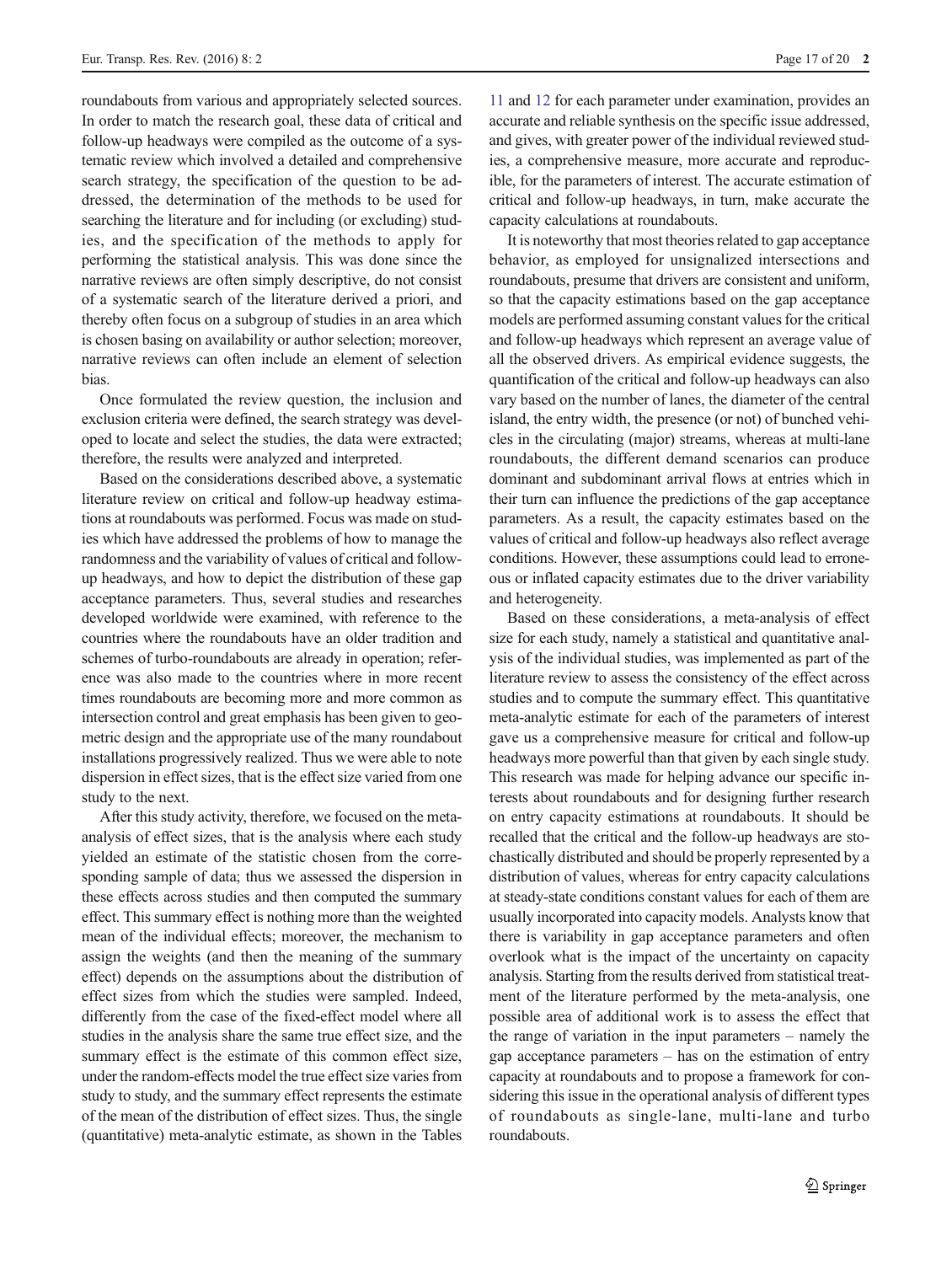roundabouts from various and appropriately selected sources. In order to match the research goal, these data of critical and follow-up headways were compiled as the outcome of a systematic review which involved a detailed and comprehensive search strategy, the specification of the question to be addressed, the determination of the methods to be used for searching the literature and for including (or excluding) studies, and the specification of the methods to apply for performing the statistical analysis. This was done since the narrative reviews are often simply descriptive, do not consist of a systematic search of the literature derived a priori, and thereby often focus on a subgroup of studies in an area which is chosen basing on availability or author selection; moreover, narrative reviews can often include an element of selection bias.

Once formulated the review question, the inclusion and exclusion criteria were defined, the search strategy was developed to locate and select the studies, the data were extracted; therefore, the results were analyzed and interpreted.

Based on the considerations described above, a systematic literature review on critical and follow-up headway estimations at roundabouts was performed. Focus was made on studies which have addressed the problems of how to manage the randomness and the variability of values of critical and follow-up headways, and how to depict the distribution of these gap acceptance parameters. Thus, several studies and researches developed worldwide were examined, with reference to the countries where the roundabouts have an older tradition and schemes of turbo-roundabouts are already in operation; reference was also made to the countries where in more recent times roundabouts are becoming more and more common as intersection control and great emphasis has been given to geometric design and the appropriate use of the many roundabout installations progressively realized. Thus we were able to note dispersion in effect sizes, that is the effect size varied from one study to the next.

After this study activity, therefore, we focused on the meta-analysis of effect sizes, that is the analysis where each study yielded an estimate of the statistic chosen from the corresponding sample of data; thus we assessed the dispersion in these effects across studies and then computed the summary effect. This summary effect is nothing more than the weighted mean of the individual effects; moreover, the mechanism to assign the weights (and then the meaning of the summary effect) depends on the assumptions about the distribution of effect sizes from which the studies were sampled. Indeed, differently from the case of the fixed-effect model where all studies in the analysis share the same true effect size, and the summary effect is the estimate of this common effect size, under the random-effects model the true effect size varies from study to study, and the summary effect represents the estimate of the mean of the distribution of effect sizes. Thus, the single (quantitative) meta-analytic estimate, as shown in the Tables 11 and 12 for each parameter under examination, provides an accurate and reliable synthesis on the specific issue addressed, and gives, with greater power of the individual reviewed studies, a comprehensive measure, more accurate and reproducible, for the parameters of interest. The accurate estimation of critical and follow-up headways, in turn, make accurate the capacity calculations at roundabouts.

It is noteworthy that most theories related to gap acceptance behavior, as employed for unsignalized intersections and roundabouts, presume that drivers are consistent and uniform, so that the capacity estimations based on the gap acceptance models are performed assuming constant values for the critical and follow-up headways which represent an average value of all the observed drivers. As empirical evidence suggests, the quantification of the critical and follow-up headways can also vary based on the number of lanes, the diameter of the central island, the entry width, the presence (or not) of bunched vehicles in the circulating (major) streams, whereas at multi-lane roundabouts, the different demand scenarios can produce dominant and subdominant arrival flows at entries which in their turn can influence the predictions of the gap acceptance parameters. As a result, the capacity estimates based on the values of critical and follow-up headways also reflect average conditions. However, these assumptions could lead to erroneous or inflated capacity estimates due to the driver variability and heterogeneity.

Based on these considerations, a meta-analysis of effect size for each study, namely a statistical and quantitative analysis of the individual studies, was implemented as part of the literature review to assess the consistency of the effect across studies and to compute the summary effect. This quantitative meta-analytic estimate for each of the parameters of interest gave us a comprehensive measure for critical and follow-up headways more powerful than that given by each single study. This research was made for helping advance our specific interests about roundabouts and for designing further research on entry capacity estimations at roundabouts. It should be recalled that the critical and the follow-up headways are stochastically distributed and should be properly represented by a distribution of values, whereas for entry capacity calculations at steady-state conditions constant values for each of them are usually incorporated into capacity models. Analysts know that there is variability in gap acceptance parameters and often overlook what is the impact of the uncertainty on capacity analysis. Starting from the results derived from statistical treatment of the literature performed by the meta-analysis, one possible area of additional work is to assess the effect that the range of variation in the input parameters – namely the gap acceptance parameters – has on the estimation of entry capacity at roundabouts and to propose a framework for considering this issue in the operational analysis of different types of roundabouts as single-lane, multi-lane and turbo roundabouts.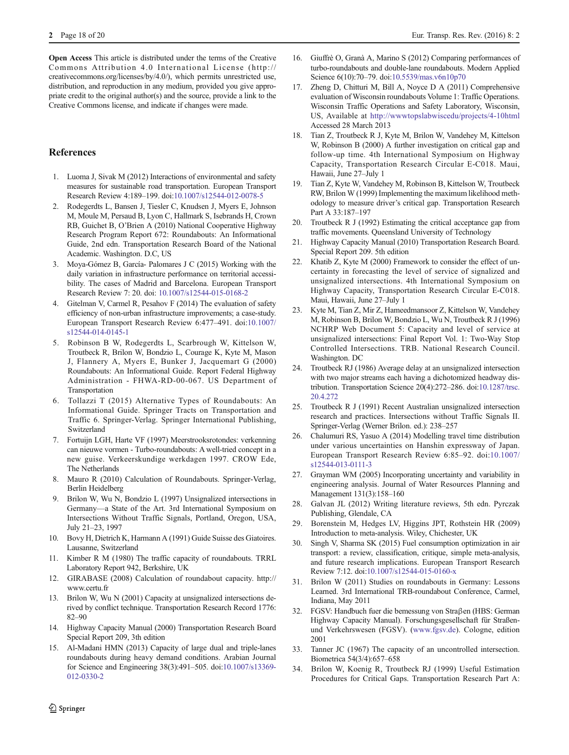**Open Access** This article is distributed under the terms of the Creative Commons Attribution 4.0 International License (http://creativecommons.org/licenses/by/4.0/), which permits unrestricted use, distribution, and reproduction in any medium, provided you give appropriate credit to the original author(s) and the source, provide a link to the Creative Commons license, and indicate if changes were made.

## References

1. Luoma J, Sivak M (2012) Interactions of environmental and safety measures for sustainable road transportation. European Transport Research Review 4:189–199. doi:10.1007/s12544-012-0078-5
2. Rodegerdts L, Bansen J, Tiesler C, Knudsen J, Myers E, Johnson M, Moule M, Persaud B, Lyon C, Hallmark S, Isebrands H, Crown RB, Guichet B, O'Brien A (2010) National Cooperative Highway Research Program Report 672: Roundabouts: An Informational Guide, 2nd edn. Transportation Research Board of the National Academic. Washington. D.C, US
3. Moya-Gómez B, García- Palomares J C (2015) Working with the daily variation in infrastructure performance on territorial accessibility. The cases of Madrid and Barcelona. European Transport Research Review 7: 20. doi: 10.1007/s12544-015-0168-2
4. Gitelman V, Carmel R, Pesahov F (2014) The evaluation of safety efficiency of non-urban infrastructure improvements; a case-study. European Transport Research Review 6:477–491. doi:10.1007/s12544-014-0145-1
5. Robinson B W, Rodegerdts L, Scarbrough W, Kittelson W, Troutbeck R, Brilon W, Bondzio L, Courage K, Kyte M, Mason J, Flannery A, Myers E, Bunker J, Jacquemart G (2000) Roundabouts: An Informational Guide. Report Federal Highway Administration - FHWA-RD-00-067. US Department of Transportation
6. Tollazzi T (2015) Alternative Types of Roundabouts: An Informational Guide. Springer Tracts on Transportation and Traffic 6. Springer-Verlag. Springer International Publishing, Switzerland
7. Fortuijn LGH, Harte VF (1997) Meerstrooksrotondes: verkenning can nieuwe vormen - Turbo-roundabouts: A well-tried concept in a new guise. Verkeerskundige werkdagen 1997. CROW Ede, The Netherlands
8. Mauro R (2010) Calculation of Roundabouts. Springer-Verlag, Berlin Heidelberg
9. Brilon W, Wu N, Bondzio L (1997) Unsignalized intersections in Germany—a State of the Art. 3rd International Symposium on Intersections Without Traffic Signals, Portland, Oregon, USA, July 21–23, 1997
10. Bovy H, Dietrich K, Harmann A (1991) Guide Suisse des Giatoires. Lausanne, Switzerland
11. Kimber R M (1980) The traffic capacity of roundabouts. TRRL Laboratory Report 942, Berkshire, UK
12. GIRABASE (2008) Calculation of roundabout capacity. http://www.certu.fr
13. Brilon W, Wu N (2001) Capacity at unsignalized intersections derived by conflict technique. Transportation Research Record 1776: 82–90
14. Highway Capacity Manual (2000) Transportation Research Board Special Report 209, 3th edition
15. Al-Madani HMN (2013) Capacity of large dual and triple-lanes roundabouts during heavy demand conditions. Arabian Journal for Science and Engineering 38(3):491–505. doi:10.1007/s13369-012-0330-2
16. Giuffrè O, Granà A, Marino S (2012) Comparing performances of turbo-roundabouts and double-lane roundabouts. Modern Applied Science 6(10):70–79. doi:10.5539/mas.v6n10p70
17. Zheng D, Chitturi M, Bill A, Noyce D A (2011) Comprehensive evaluation of Wisconsin roundabouts Volume 1: Traffic Operations. Wisconsin Traffic Operations and Safety Laboratory, Wisconsin, US, Available at http://wwwtopslabwiscedu/projects/4-10html Accessed 28 March 2013
18. Tian Z, Troutbeck R J, Kyte M, Brilon W, Vandehey M, Kittelson W, Robinson B (2000) A further investigation on critical gap and follow-up time. 4th International Symposium on Highway Capacity, Transportation Research Circular E-C018. Maui, Hawaii, June 27–July 1
19. Tian Z, Kyte W, Vandehey M, Robinson B, Kittelson W, Troutbeck RW, Brilon W (1999) Implementing the maximum likelihood methodology to measure driver's critical gap. Transportation Research Part A 33:187–197
20. Troutbeck R J (1992) Estimating the critical acceptance gap from traffic movements. Queensland University of Technology
21. Highway Capacity Manual (2010) Transportation Research Board. Special Report 209. 5th edition
22. Khatib Z, Kyte M (2000) Framework to consider the effect of uncertainty in forecasting the level of service of signalized and unsignalized intersections. 4th International Symposium on Highway Capacity, Transportation Research Circular E-C018. Maui, Hawaii, June 27–July 1
23. Kyte M, Tian Z, Mir Z, Hameedmansoor Z, Kittelson W, Vandehey M, Robinson B, Brilon W, Bondzio L, Wu N, Troutbeck R J (1996) NCHRP Web Document 5: Capacity and level of service at unsignalized intersections: Final Report Vol. 1: Two-Way Stop Controlled Intersections. TRB. National Research Council. Washington. DC
24. Troutbeck RJ (1986) Average delay at an unsignalized intersection with two major streams each having a dichotomized headway distribution. Transportation Science 20(4):272–286. doi:10.1287/trsc.20.4.272
25. Troutbeck R J (1991) Recent Australian unsignalized intersection research and practices. Intersections without Traffic Signals II. Springer-Verlag (Werner Brilon. ed.): 238–257
26. Chalumuri RS, Yasuo A (2014) Modelling travel time distribution under various uncertainties on Hanshin expressway of Japan. European Transport Research Review 6:85–92. doi:10.1007/s12544-013-0111-3
27. Grayman WM (2005) Incorporating uncertainty and variability in engineering analysis. Journal of Water Resources Planning and Management 131(3):158–160
28. Galvan JL (2012) Writing literature reviews, 5th edn. Pyrczak Publishing, Glendale, CA
29. Borenstein M, Hedges LV, Higgins JPT, Rothstein HR (2009) Introduction to meta-analysis. Wiley, Chichester, UK
30. Singh V, Sharma SK (2015) Fuel consumption optimization in air transport: a review, classification, critique, simple meta-analysis, and future research implications. European Transport Research Review 7:12. doi:10.1007/s12544-015-0160-x
31. Brilon W (2011) Studies on roundabouts in Germany: Lessons Learned. 3rd International TRB-roundabout Conference, Carmel, Indiana, May 2011
32. FGSV: Handbuch fuer die bemessung von Straβen (HBS: German Highway Capacity Manual). Forschungsgesellschaft für Straßen- und Verkehrswesen (FGSV). (www.fgsv.de). Cologne, edition 2001
33. Tanner JC (1967) The capacity of an uncontrolled intersection. Biometrica 54(3/4):657–658
34. Brilon W, Koenig R, Troutbeck RJ (1999) Useful Estimation Procedures for Critical Gaps. Transportation Research Part A: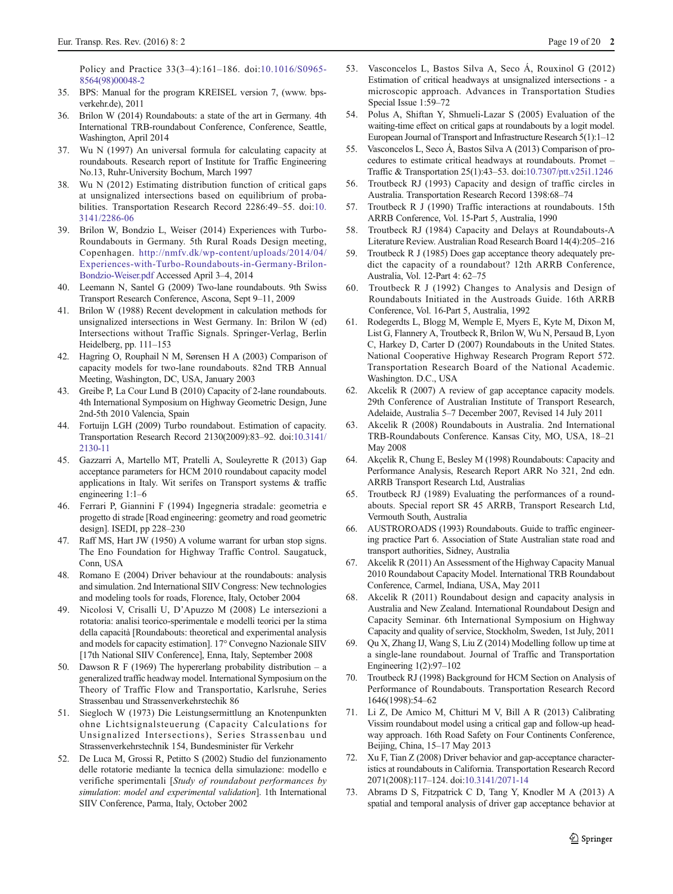Policy and Practice 33(3–4):161–186. doi:10.1016/S0965-8564(98)00048-2

35. BPS: Manual for the program KREISEL version 7, (www.bps-verkehr.de), 2011
36. Brilon W (2014) Roundabouts: a state of the art in Germany. 4th International TRB-roundabout Conference, Conference, Seattle, Washington, April 2014
37. Wu N (1997) An universal formula for calculating capacity at roundabouts. Research report of Institute for Traffic Engineering No.13, Ruhr-University Bochum, March 1997
38. Wu N (2012) Estimating distribution function of critical gaps at unsignalized intersections based on equilibrium of probabilities. Transportation Research Record 2286:49–55. doi:10.3141/2286-06
39. Brilon W, Bondzio L, Weiser (2014) Experiences with Turbo-Roundabouts in Germany. 5th Rural Roads Design meeting, Copenhagen. http://nmfv.dk/wp-content/uploads/2014/04/Experiences-with-Turbo-Roundabouts-in-Germany-Brilon-Bondzio-Weiser.pdf Accessed April 3–4, 2014
40. Leemann N, Santel G (2009) Two-lane roundabouts. 9th Swiss Transport Research Conference, Ascona, Sept 9–11, 2009
41. Brilon W (1988) Recent development in calculation methods for unsignalized intersections in West Germany. In: Brilon W (ed) Intersections without Traffic Signals. Springer-Verlag, Berlin Heidelberg, pp. 111–153
42. Hagring O, Rouphail N M, Sørensen H A (2003) Comparison of capacity models for two-lane roundabouts. 82nd TRB Annual Meeting, Washington, DC, USA, January 2003
43. Greibe P, La Cour Lund B (2010) Capacity of 2-lane roundabouts. 4th International Symposium on Highway Geometric Design, June 2nd-5th 2010 Valencia, Spain
44. Fortuijn LGH (2009) Turbo roundabout. Estimation of capacity. Transportation Research Record 2130(2009):83–92. doi:10.3141/2130-11
45. Gazzarri A, Martello MT, Pratelli A, Souleyrette R (2013) Gap acceptance parameters for HCM 2010 roundabout capacity model applications in Italy. Wit serifes on Transport systems & traffic engineering 1:1–6
46. Ferrari P, Giannini F (1994) Ingegneria stradale: geometria e progetto di strade [Road engineering: geometry and road geometric design]. ISEDI, pp 228–230
47. Raff MS, Hart JW (1950) A volume warrant for urban stop signs. The Eno Foundation for Highway Traffic Control. Saugatuck, Conn, USA
48. Romano E (2004) Driver behaviour at the roundabouts: analysis and simulation. 2nd International SIIV Congress: New technologies and modeling tools for roads, Florence, Italy, October 2004
49. Nicolosi V, Crisalli U, D'Apuzzo M (2008) Le intersezioni a rotatoria: analisi teorico-sperimentale e modelli teorici per la stima della capacità [Roundabouts: theoretical and experimental analysis and models for capacity estimation]. 17° Convegno Nazionale SIIV [17th National SIIV Conference], Enna, Italy, September 2008
50. Dawson R F (1969) The hypererlang probability distribution – a generalized traffic headway model. International Symposium on the Theory of Traffic Flow and Transportatio, Karlsruhe, Series Strassenbau und Strassenverkehrstechik 86
51. Siegloch W (1973) Die Leistungsermittlung an Knotenpunkten ohne Lichtsignalsteuerung (Capacity Calculations for Unsignalized Intersections), Series Strassenbau und Strassenverkehrstechnik 154, Bundesminister für Verkehr
52. De Luca M, Grossi R, Petitto S (2002) Studio del funzionamento delle rotatorie mediante la tecnica della simulazione: modello e verifiche sperimentali [*Study of roundabout performances by simulation: model and experimental validation*]. 1th International SIIV Conference, Parma, Italy, October 2002
53. Vasconcelos L, Bastos Silva A, Seco Á, Rouxinol G (2012) Estimation of critical headways at unsignalized intersections - a microscopic approach. Advances in Transportation Studies Special Issue 1:59–72
54. Polus A, Shiftan Y, Shmueli-Lazar S (2005) Evaluation of the waiting-time effect on critical gaps at roundabouts by a logit model. European Journal of Transport and Infrastructure Research 5(1):1–12
55. Vasconcelos L, Seco Á, Bastos Silva A (2013) Comparison of procedures to estimate critical headways at roundabouts. Promet – Traffic & Transportation 25(1):43–53. doi:10.7307/ptt.v25i1.1246
56. Troutbeck RJ (1993) Capacity and design of traffic circles in Australia. Transportation Research Record 1398:68–74
57. Troutbeck R J (1990) Traffic interactions at roundabouts. 15th ARRB Conference, Vol. 15-Part 5, Australia, 1990
58. Troutbeck RJ (1984) Capacity and Delays at Roundabouts-A Literature Review. Australian Road Research Board 14(4):205–216
59. Troutbeck R J (1985) Does gap acceptance theory adequately predict the capacity of a roundabout? 12th ARRB Conference, Australia, Vol. 12-Part 4: 62–75
60. Troutbeck R J (1992) Changes to Analysis and Design of Roundabouts Initiated in the Austroads Guide. 16th ARRB Conference, Vol. 16-Part 5, Australia, 1992
61. Rodegerdts L, Blogg M, Wemple E, Myers E, Kyte M, Dixon M, List G, Flannery A, Troutbeck R, Brilon W, Wu N, Persaud B, Lyon C, Harkey D, Carter D (2007) Roundabouts in the United States. National Cooperative Highway Research Program Report 572. Transportation Research Board of the National Academic. Washington. D.C., USA
62. Akcelik R (2007) A review of gap acceptance capacity models. 29th Conference of Australian Institute of Transport Research, Adelaide, Australia 5–7 December 2007, Revised 14 July 2011
63. Akcelik R (2008) Roundabouts in Australia. 2nd International TRB-Roundabouts Conference. Kansas City, MO, USA, 18–21 May 2008
64. Akçelik R, Chung E, Besley M (1998) Roundabouts: Capacity and Performance Analysis, Research Report ARR No 321, 2nd edn. ARRB Transport Research Ltd, Australias
65. Troutbeck RJ (1989) Evaluating the performances of a roundabouts. Special report SR 45 ARRB, Transport Research Ltd, Vermouth South, Australia
66. AUSTROROADS (1993) Roundabouts. Guide to traffic engineering practice Part 6. Association of State Australian state road and transport authorities, Sidney, Australia
67. Akcelik R (2011) An Assessment of the Highway Capacity Manual 2010 Roundabout Capacity Model. International TRB Roundabout Conference, Carmel, Indiana, USA, May 2011
68. Akcelik R (2011) Roundabout design and capacity analysis in Australia and New Zealand. International Roundabout Design and Capacity Seminar. 6th International Symposium on Highway Capacity and quality of service, Stockholm, Sweden, 1st July, 2011
69. Qu X, Zhang IJ, Wang S, Liu Z (2014) Modelling follow up time at a single-lane roundabout. Journal of Traffic and Transportation Engineering 1(2):97–102
70. Troutbeck RJ (1998) Background for HCM Section on Analysis of Performance of Roundabouts. Transportation Research Record 1646(1998):54–62
71. Li Z, De Amico M, Chitturi M V, Bill A R (2013) Calibrating Vissim roundabout model using a critical gap and follow-up headway approach. 16th Road Safety on Four Continents Conference, Beijing, China, 15–17 May 2013
72. Xu F, Tian Z (2008) Driver behavior and gap-acceptance characteristics at roundabouts in California. Transportation Research Record 2071(2008):117–124. doi:10.3141/2071-14
73. Abrams D S, Fitzpatrick C D, Tang Y, Knodler M A (2013) A spatial and temporal analysis of driver gap acceptance behavior at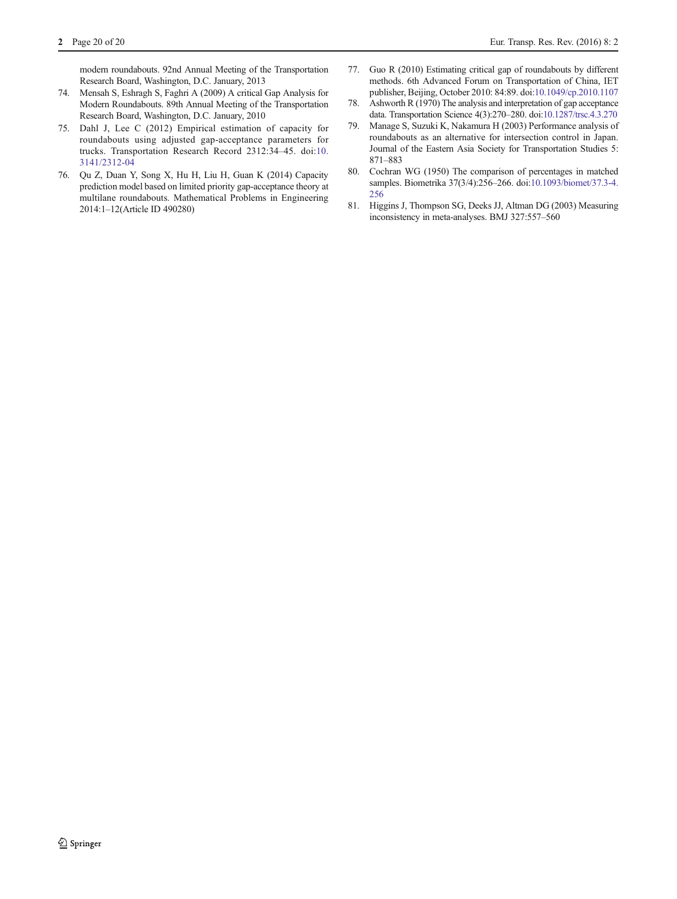modern roundabouts. 92nd Annual Meeting of the Transportation Research Board, Washington, D.C. January, 2013

74. Mensah S, Eshragh S, Faghri A (2009) A critical Gap Analysis for Modern Roundabouts. 89th Annual Meeting of the Transportation Research Board, Washington, D.C. January, 2010
75. Dahl J, Lee C (2012) Empirical estimation of capacity for roundabouts using adjusted gap-acceptance parameters for trucks. Transportation Research Record 2312:34–45. doi:10.3141/2312-04
76. Qu Z, Duan Y, Song X, Hu H, Liu H, Guan K (2014) Capacity prediction model based on limited priority gap-acceptance theory at multilane roundabouts. Mathematical Problems in Engineering 2014:1–12(Article ID 490280)
77. Guo R (2010) Estimating critical gap of roundabouts by different methods. 6th Advanced Forum on Transportation of China, IET publisher, Beijing, October 2010: 84:89. doi:10.1049/cp.2010.1107
78. Ashworth R (1970) The analysis and interpretation of gap acceptance data. Transportation Science 4(3):270–280. doi:10.1287/trsc.4.3.270
79. Manage S, Suzuki K, Nakamura H (2003) Performance analysis of roundabouts as an alternative for intersection control in Japan. Journal of the Eastern Asia Society for Transportation Studies 5: 871–883
80. Cochran WG (1950) The comparison of percentages in matched samples. Biometrika 37(3/4):256–266. doi:10.1093/biomet/37.3-4.256
81. Higgins J, Thompson SG, Deeks JJ, Altman DG (2003) Measuring inconsistency in meta-analyses. BMJ 327:557–560